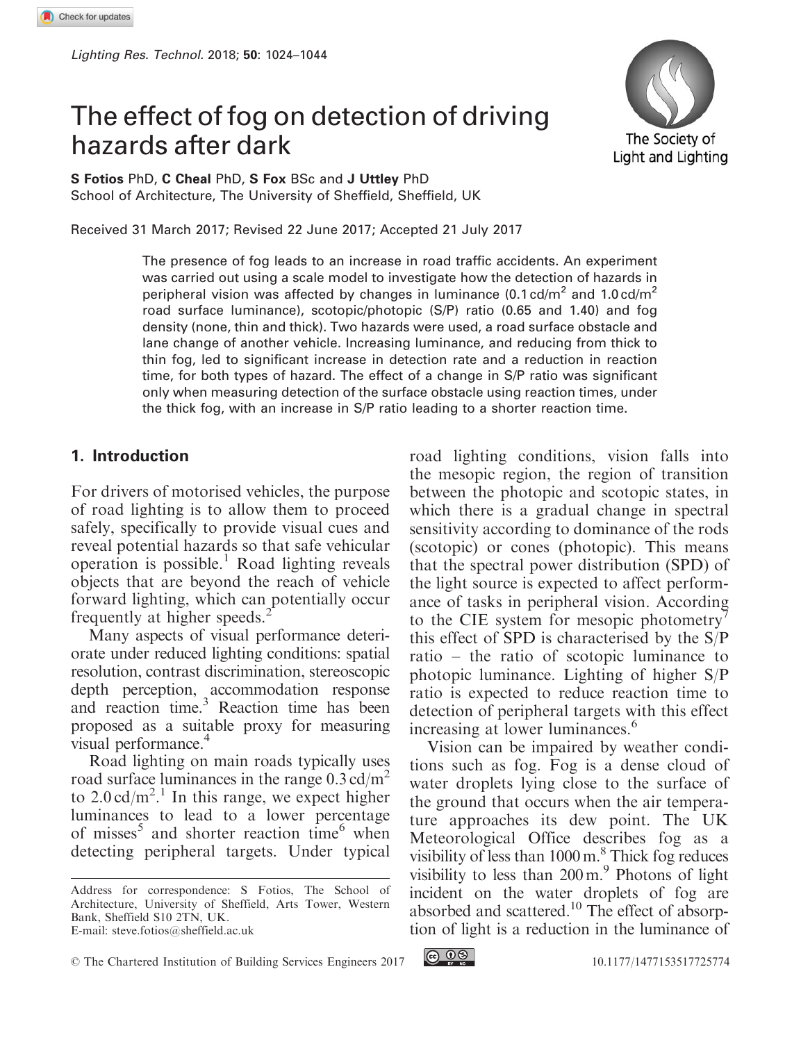# The effect of fog on detection of driving hazards after dark

**S Fotios** PhD, **C Cheal** PhD, **S Fox** BSc and **J Uttley** PhD
School of Architecture, The University of Sheffield, Sheffield, UK

Received 31 March 2017; Revised 22 June 2017; Accepted 21 July 2017

The presence of fog leads to an increase in road traffic accidents. An experiment was carried out using a scale model to investigate how the detection of hazards in peripheral vision was affected by changes in luminance (0.1 cd/m$^2$ and 1.0 cd/m$^2$ road surface luminance), scotopic/photopic (S/P) ratio (0.65 and 1.40) and fog density (none, thin and thick). Two hazards were used, a road surface obstacle and lane change of another vehicle. Increasing luminance, and reducing from thick to thin fog, led to significant increase in detection rate and a reduction in reaction time, for both types of hazard. The effect of a change in S/P ratio was significant only when measuring detection of the surface obstacle using reaction times, under the thick fog, with an increase in S/P ratio leading to a shorter reaction time.

## 1. Introduction

For drivers of motorised vehicles, the purpose of road lighting is to allow them to proceed safely, specifically to provide visual cues and reveal potential hazards so that safe vehicular operation is possible.[1] Road lighting reveals objects that are beyond the reach of vehicle forward lighting, which can potentially occur frequently at higher speeds.[2]

Many aspects of visual performance deteriorate under reduced lighting conditions: spatial resolution, contrast discrimination, stereoscopic depth perception, accommodation response and reaction time.[3] Reaction time has been proposed as a suitable proxy for measuring visual performance.[4]

Road lighting on main roads typically uses road surface luminances in the range 0.3 cd/m$^2$ to 2.0 cd/m$^2$.[1] In this range, we expect higher luminances to lead to a lower percentage of misses[5] and shorter reaction time[6] when detecting peripheral targets. Under typical road lighting conditions, vision falls into the mesopic region, the region of transition between the photopic and scotopic states, in which there is a gradual change in spectral sensitivity according to dominance of the rods (scotopic) or cones (photopic). This means that the spectral power distribution (SPD) of the light source is expected to affect performance of tasks in peripheral vision. According to the CIE system for mesopic photometry[7] this effect of SPD is characterised by the S/P ratio – the ratio of scotopic luminance to photopic luminance. Lighting of higher S/P ratio is expected to reduce reaction time to detection of peripheral targets with this effect increasing at lower luminances.[6]

Vision can be impaired by weather conditions such as fog. Fog is a dense cloud of water droplets lying close to the surface of the ground that occurs when the air temperature approaches its dew point. The UK Meteorological Office describes fog as a visibility of less than 1000 m.[8] Thick fog reduces visibility to less than 200 m.[9] Photons of light incident on the water droplets of fog are absorbed and scattered.[10] The effect of absorption of light is a reduction in the luminance of

Address for correspondence: S Fotios, The School of Architecture, University of Sheffield, Arts Tower, Western Bank, Sheffield S10 2TN, UK.
E-mail: steve.fotios@sheffield.ac.uk

© The Chartered Institution of Building Services Engineers 2017 10.1177/1477153517725774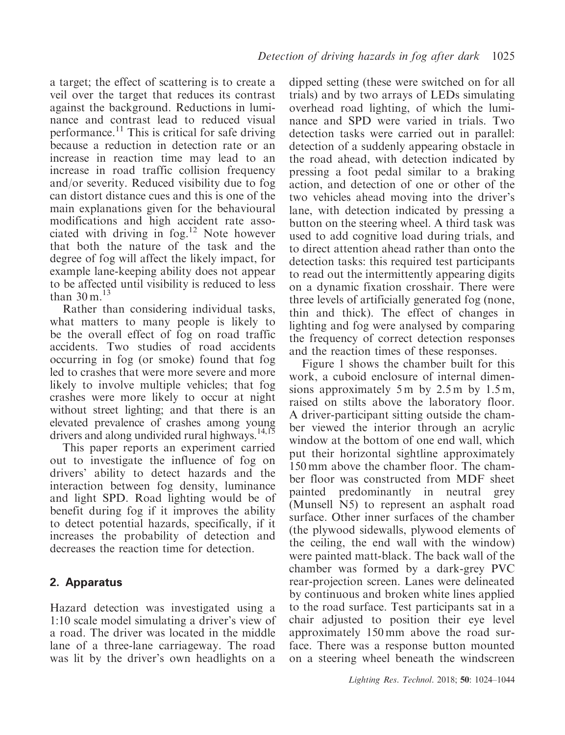a target; the effect of scattering is to create a veil over the target that reduces its contrast against the background. Reductions in luminance and contrast lead to reduced visual performance.[11] This is critical for safe driving because a reduction in detection rate or an increase in reaction time may lead to an increase in road traffic collision frequency and/or severity. Reduced visibility due to fog can distort distance cues and this is one of the main explanations given for the behavioural modifications and high accident rate associated with driving in fog.[12] Note however that both the nature of the task and the degree of fog will affect the likely impact, for example lane-keeping ability does not appear to be affected until visibility is reduced to less than 30 m.[13]

Rather than considering individual tasks, what matters to many people is likely to be the overall effect of fog on road traffic accidents. Two studies of road accidents occurring in fog (or smoke) found that fog led to crashes that were more severe and more likely to involve multiple vehicles; that fog crashes were more likely to occur at night without street lighting; and that there is an elevated prevalence of crashes among young drivers and along undivided rural highways.[14,15]

This paper reports an experiment carried out to investigate the influence of fog on drivers' ability to detect hazards and the interaction between fog density, luminance and light SPD. Road lighting would be of benefit during fog if it improves the ability to detect potential hazards, specifically, if it increases the probability of detection and decreases the reaction time for detection.

## 2. Apparatus

Hazard detection was investigated using a 1:10 scale model simulating a driver's view of a road. The driver was located in the middle lane of a three-lane carriageway. The road was lit by the driver's own headlights on a dipped setting (these were switched on for all trials) and by two arrays of LEDs simulating overhead road lighting, of which the luminance and SPD were varied in trials. Two detection tasks were carried out in parallel: detection of a suddenly appearing obstacle in the road ahead, with detection indicated by pressing a foot pedal similar to a braking action, and detection of one or other of the two vehicles ahead moving into the driver's lane, with detection indicated by pressing a button on the steering wheel. A third task was used to add cognitive load during trials, and to direct attention ahead rather than onto the detection tasks: this required test participants to read out the intermittently appearing digits on a dynamic fixation crosshair. There were three levels of artificially generated fog (none, thin and thick). The effect of changes in lighting and fog were analysed by comparing the frequency of correct detection responses and the reaction times of these responses.

Figure 1 shows the chamber built for this work, a cuboid enclosure of internal dimensions approximately 5 m by 2.5 m by 1.5 m, raised on stilts above the laboratory floor. A driver-participant sitting outside the chamber viewed the interior through an acrylic window at the bottom of one end wall, which put their horizontal sightline approximately 150 mm above the chamber floor. The chamber floor was constructed from MDF sheet painted predominantly in neutral grey (Munsell N5) to represent an asphalt road surface. Other inner surfaces of the chamber (the plywood sidewalls, plywood elements of the ceiling, the end wall with the window) were painted matt-black. The back wall of the chamber was formed by a dark-grey PVC rear-projection screen. Lanes were delineated by continuous and broken white lines applied to the road surface. Test participants sat in a chair adjusted to position their eye level approximately 150 mm above the road surface. There was a response button mounted on a steering wheel beneath the windscreen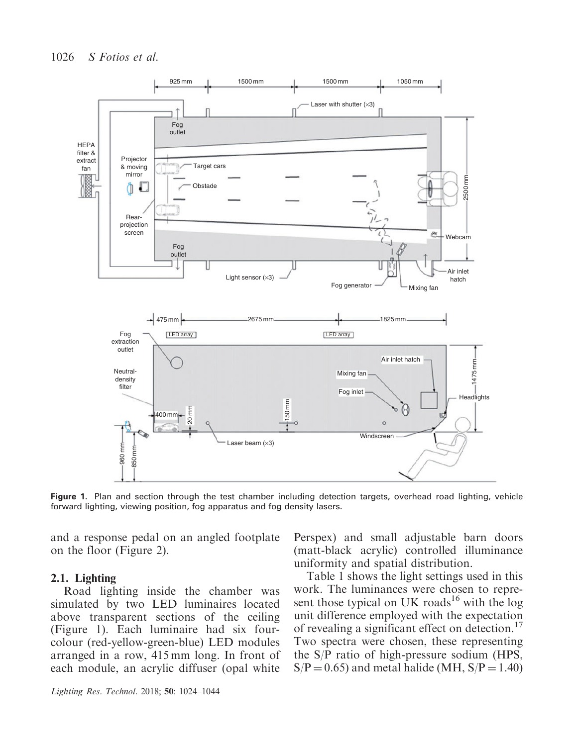Figure 1. Plan and section through the test chamber including detection targets, overhead road lighting, vehicle forward lighting, viewing position, fog apparatus and fog density lasers.

and a response pedal on an angled footplate on the floor (Figure 2).

## 2.1. Lighting

Road lighting inside the chamber was simulated by two LED luminaires located above transparent sections of the ceiling (Figure 1). Each luminaire had six four-colour (red-yellow-green-blue) LED modules arranged in a row, 415 mm long. In front of each module, an acrylic diffuser (opal white Perspex) and small adjustable barn doors (matt-black acrylic) controlled illuminance uniformity and spatial distribution.

Table 1 shows the light settings used in this work. The luminances were chosen to represent those typical on UK roads[16] with the log unit difference employed with the expectation of revealing a significant effect on detection.[17] Two spectra were chosen, these representing the S/P ratio of high-pressure sodium (HPS, S/P = 0.65) and metal halide (MH, S/P = 1.40)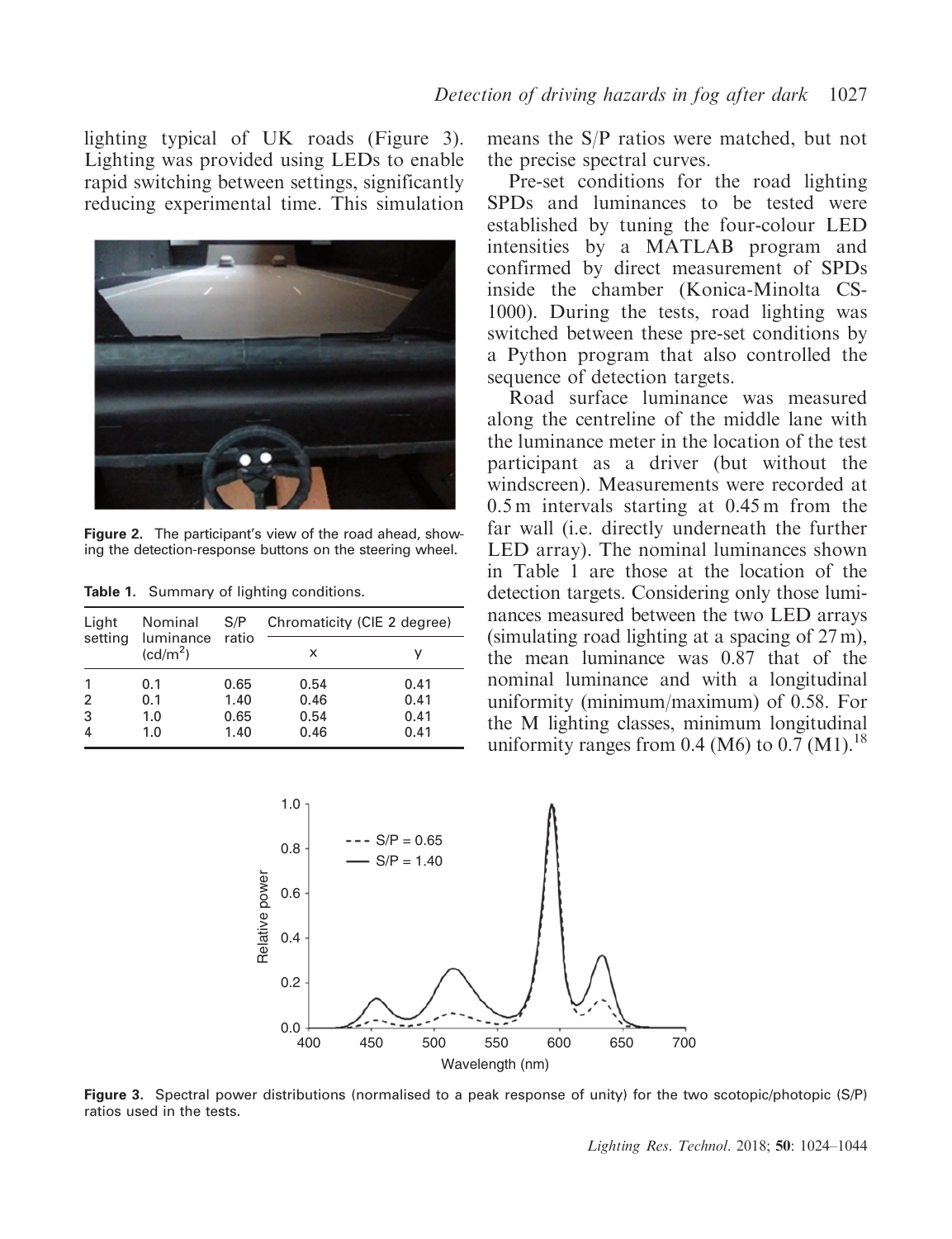lighting typical of UK roads (Figure 3). Lighting was provided using LEDs to enable rapid switching between settings, significantly reducing experimental time. This simulation means the S/P ratios were matched, but not the precise spectral curves.

Figure 2. The participant's view of the road ahead, showing the detection-response buttons on the steering wheel.

Table 1. Summary of lighting conditions.

| Light setting | Nominal luminance (cd/m$^2$) | S/P ratio | Chromaticity (CIE 2 degree) | |
|---|---|---|---|---|
| | | | x | y |
| 1 | 0.1 | 0.65 | 0.54 | 0.41 |
| 2 | 0.1 | 1.40 | 0.46 | 0.41 |
| 3 | 1.0 | 0.65 | 0.54 | 0.41 |
| 4 | 1.0 | 1.40 | 0.46 | 0.41 |

Pre-set conditions for the road lighting SPDs and luminances to be tested were established by tuning the four-colour LED intensities by a MATLAB program and confirmed by direct measurement of SPDs inside the chamber (Konica-Minolta CS-1000). During the tests, road lighting was switched between these pre-set conditions by a Python program that also controlled the sequence of detection targets.

Road surface luminance was measured along the centreline of the middle lane with the luminance meter in the location of the test participant as a driver (but without the windscreen). Measurements were recorded at 0.5 m intervals starting at 0.45 m from the far wall (i.e. directly underneath the further LED array). The nominal luminances shown in Table 1 are those at the location of the detection targets. Considering only those luminances measured between the two LED arrays (simulating road lighting at a spacing of 27 m), the mean luminance was 0.87 that of the nominal luminance and with a longitudinal uniformity (minimum/maximum) of 0.58. For the M lighting classes, minimum longitudinal uniformity ranges from 0.4 (M6) to 0.7 (M1).[18]

Figure 3. Spectral power distributions (normalised to a peak response of unity) for the two scotopic/photopic (S/P) ratios used in the tests.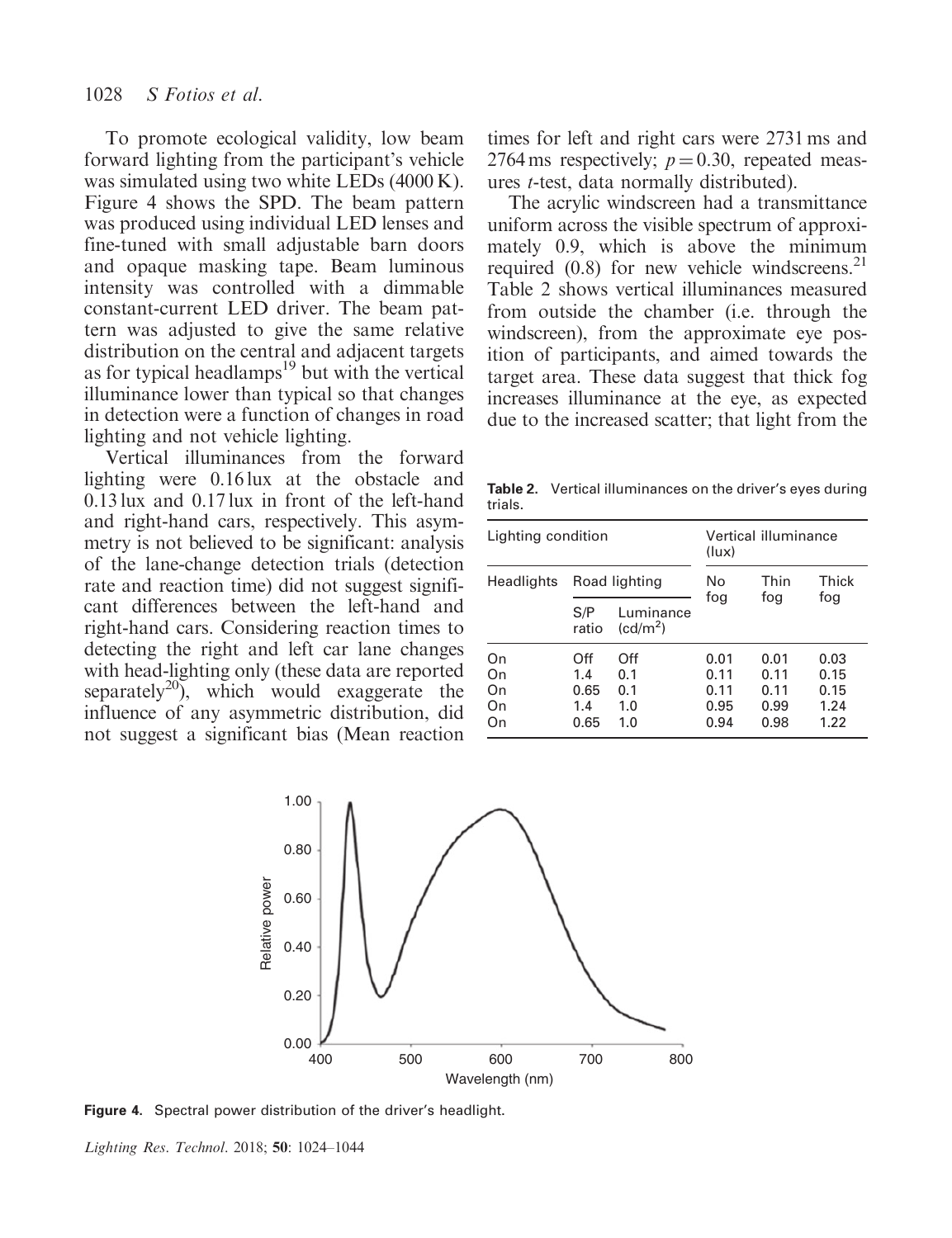To promote ecological validity, low beam forward lighting from the participant's vehicle was simulated using two white LEDs (4000 K). Figure 4 shows the SPD. The beam pattern was produced using individual LED lenses and fine-tuned with small adjustable barn doors and opaque masking tape. Beam luminous intensity was controlled with a dimmable constant-current LED driver. The beam pattern was adjusted to give the same relative distribution on the central and adjacent targets as for typical headlamps[19] but with the vertical illuminance lower than typical so that changes in detection were a function of changes in road lighting and not vehicle lighting.

Vertical illuminances from the forward lighting were 0.16 lux at the obstacle and 0.13 lux and 0.17 lux in front of the left-hand and right-hand cars, respectively. This asymmetry is not believed to be significant: analysis of the lane-change detection trials (detection rate and reaction time) did not suggest significant differences between the left-hand and right-hand cars. Considering reaction times to detecting the right and left car lane changes with head-lighting only (these data are reported separately[20]), which would exaggerate the influence of any asymmetric distribution, did not suggest a significant bias (Mean reaction times for left and right cars were 2731 ms and 2764 ms respectively; $p = 0.30$, repeated measures *t*-test, data normally distributed).

The acrylic windscreen had a transmittance uniform across the visible spectrum of approximately 0.9, which is above the minimum required (0.8) for new vehicle windscreens.[21] Table 2 shows vertical illuminances measured from outside the chamber (i.e. through the windscreen), from the approximate eye position of participants, and aimed towards the target area. These data suggest that thick fog increases illuminance at the eye, as expected due to the increased scatter; that light from the

**Table 2.** Vertical illuminances on the driver's eyes during trials.

| Lighting condition | | | Vertical illuminance (lux) | | |
|---|---|---|---|---|---|
| Headlights | Road lighting | | No fog | Thin fog | Thick fog |
| | S/P ratio | Luminance (cd/m$^2$) | | | |
| On | Off | Off | 0.01 | 0.01 | 0.03 |
| On | 1.4 | 0.1 | 0.11 | 0.11 | 0.15 |
| On | 0.65 | 0.1 | 0.11 | 0.11 | 0.15 |
| On | 1.4 | 1.0 | 0.95 | 0.99 | 1.24 |
| On | 0.65 | 1.0 | 0.94 | 0.98 | 1.22 |

**Figure 4.** Spectral power distribution of the driver's headlight.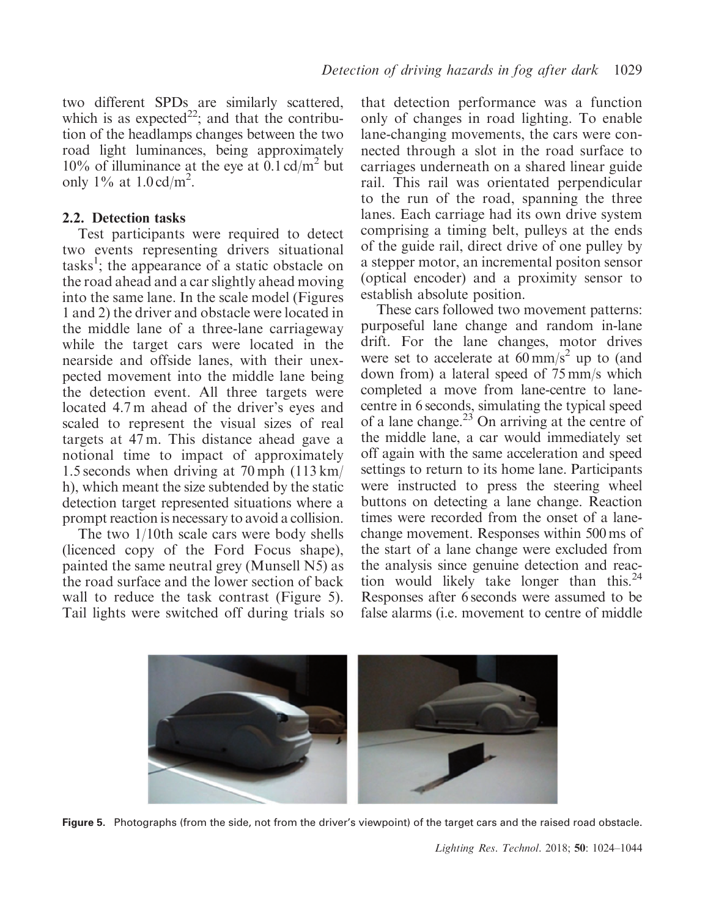two different SPDs are similarly scattered, which is as expected[22]; and that the contribution of the headlamps changes between the two road light luminances, being approximately 10% of illuminance at the eye at $0.1\,cd/m^2$ but only 1% at $1.0\,cd/m^2$.

### 2.2. Detection tasks

Test participants were required to detect two events representing drivers situational tasks[1]; the appearance of a static obstacle on the road ahead and a car slightly ahead moving into the same lane. In the scale model (Figures 1 and 2) the driver and obstacle were located in the middle lane of a three-lane carriageway while the target cars were located in the nearside and offside lanes, with their unexpected movement into the middle lane being the detection event. All three targets were located 4.7 m ahead of the driver's eyes and scaled to represent the visual sizes of real targets at 47 m. This distance ahead gave a notional time to impact of approximately 1.5 seconds when driving at 70 mph (113 km/h), which meant the size subtended by the static detection target represented situations where a prompt reaction is necessary to avoid a collision.

The two 1/10th scale cars were body shells (licenced copy of the Ford Focus shape), painted the same neutral grey (Munsell N5) as the road surface and the lower section of back wall to reduce the task contrast (Figure 5). Tail lights were switched off during trials so that detection performance was a function only of changes in road lighting. To enable lane-changing movements, the cars were connected through a slot in the road surface to carriages underneath on a shared linear guide rail. This rail was orientated perpendicular to the run of the road, spanning the three lanes. Each carriage had its own drive system comprising a timing belt, pulleys at the ends of the guide rail, direct drive of one pulley by a stepper motor, an incremental positon sensor (optical encoder) and a proximity sensor to establish absolute position.

These cars followed two movement patterns: purposeful lane change and random in-lane drift. For the lane changes, motor drives were set to accelerate at $60\,mm/s^2$ up to (and down from) a lateral speed of 75 mm/s which completed a move from lane-centre to lane-centre in 6 seconds, simulating the typical speed of a lane change.[23] On arriving at the centre of the middle lane, a car would immediately set off again with the same acceleration and speed settings to return to its home lane. Participants were instructed to press the steering wheel buttons on detecting a lane change. Reaction times were recorded from the onset of a lane-change movement. Responses within 500 ms of the start of a lane change were excluded from the analysis since genuine detection and reaction would likely take longer than this.[24] Responses after 6 seconds were assumed to be false alarms (i.e. movement to centre of middle

Figure 5. Photographs (from the side, not from the driver's viewpoint) of the target cars and the raised road obstacle.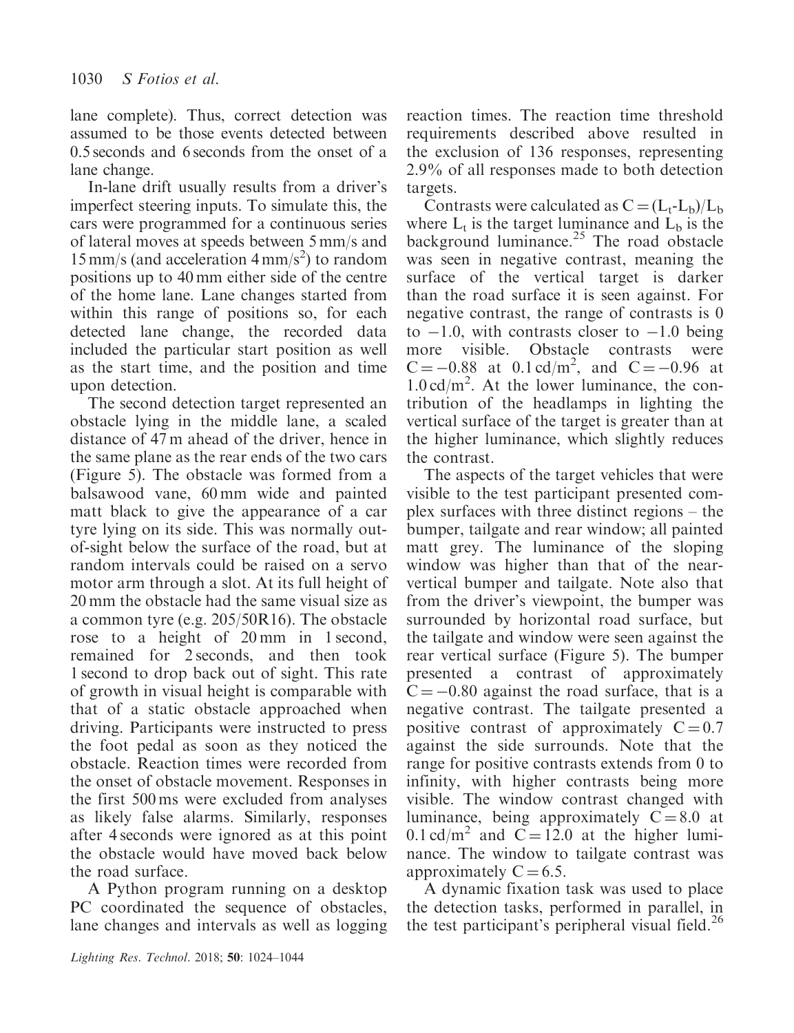lane complete). Thus, correct detection was assumed to be those events detected between 0.5 seconds and 6 seconds from the onset of a lane change.

In-lane drift usually results from a driver's imperfect steering inputs. To simulate this, the cars were programmed for a continuous series of lateral moves at speeds between 5 mm/s and 15 mm/s (and acceleration 4 mm/s$^2$) to random positions up to 40 mm either side of the centre of the home lane. Lane changes started from within this range of positions so, for each detected lane change, the recorded data included the particular start position as well as the start time, and the position and time upon detection.

The second detection target represented an obstacle lying in the middle lane, a scaled distance of 47 m ahead of the driver, hence in the same plane as the rear ends of the two cars (Figure 5). The obstacle was formed from a balsawood vane, 60 mm wide and painted matt black to give the appearance of a car tyre lying on its side. This was normally out-of-sight below the surface of the road, but at random intervals could be raised on a servo motor arm through a slot. At its full height of 20 mm the obstacle had the same visual size as a common tyre (e.g. 205/50R16). The obstacle rose to a height of 20 mm in 1 second, remained for 2 seconds, and then took 1 second to drop back out of sight. This rate of growth in visual height is comparable with that of a static obstacle approached when driving. Participants were instructed to press the foot pedal as soon as they noticed the obstacle. Reaction times were recorded from the onset of obstacle movement. Responses in the first 500 ms were excluded from analyses as likely false alarms. Similarly, responses after 4 seconds were ignored as at this point the obstacle would have moved back below the road surface.

A Python program running on a desktop PC coordinated the sequence of obstacles, lane changes and intervals as well as logging reaction times. The reaction time threshold requirements described above resulted in the exclusion of 136 responses, representing 2.9% of all responses made to both detection targets.

Contrasts were calculated as $C = (L_t - L_b)/L_b$ where $L_t$ is the target luminance and $L_b$ is the background luminance.[25] The road obstacle was seen in negative contrast, meaning the surface of the vertical target is darker than the road surface it is seen against. For negative contrast, the range of contrasts is 0 to $-1.0$, with contrasts closer to $-1.0$ being more visible. Obstacle contrasts were $C = -0.88$ at 0.1 cd/m$^2$, and $C = -0.96$ at 1.0 cd/m$^2$. At the lower luminance, the contribution of the headlamps in lighting the vertical surface of the target is greater than at the higher luminance, which slightly reduces the contrast.

The aspects of the target vehicles that were visible to the test participant presented complex surfaces with three distinct regions – the bumper, tailgate and rear window; all painted matt grey. The luminance of the sloping window was higher than that of the near-vertical bumper and tailgate. Note also that from the driver's viewpoint, the bumper was surrounded by horizontal road surface, but the tailgate and window were seen against the rear vertical surface (Figure 5). The bumper presented a contrast of approximately $C = -0.80$ against the road surface, that is a negative contrast. The tailgate presented a positive contrast of approximately $C = 0.7$ against the side surrounds. Note that the range for positive contrasts extends from 0 to infinity, with higher contrasts being more visible. The window contrast changed with luminance, being approximately $C = 8.0$ at 0.1 cd/m$^2$ and $C = 12.0$ at the higher luminance. The window to tailgate contrast was approximately $C = 6.5$.

A dynamic fixation task was used to place the detection tasks, performed in parallel, in the test participant's peripheral visual field.[26]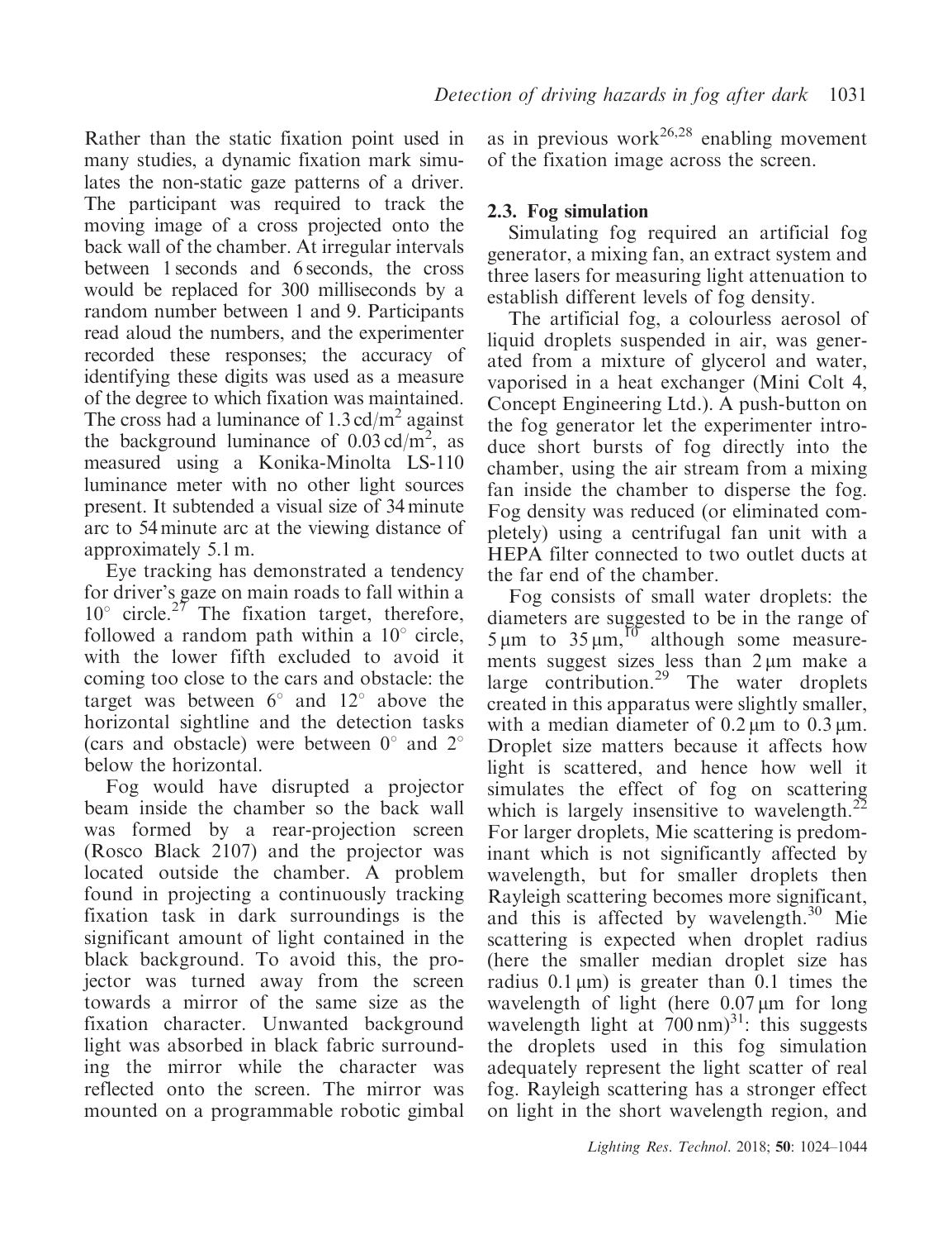Rather than the static fixation point used in many studies, a dynamic fixation mark simulates the non-static gaze patterns of a driver. The participant was required to track the moving image of a cross projected onto the back wall of the chamber. At irregular intervals between 1 seconds and 6 seconds, the cross would be replaced for 300 milliseconds by a random number between 1 and 9. Participants read aloud the numbers, and the experimenter recorded these responses; the accuracy of identifying these digits was used as a measure of the degree to which fixation was maintained. The cross had a luminance of 1.3 cd/m$^2$ against the background luminance of 0.03 cd/m$^2$, as measured using a Konika-Minolta LS-110 luminance meter with no other light sources present. It subtended a visual size of 34 minute arc to 54 minute arc at the viewing distance of approximately 5.1 m.

Eye tracking has demonstrated a tendency for driver's gaze on main roads to fall within a 10° circle.[27] The fixation target, therefore, followed a random path within a 10° circle, with the lower fifth excluded to avoid it coming too close to the cars and obstacle: the target was between 6° and 12° above the horizontal sightline and the detection tasks (cars and obstacle) were between 0° and 2° below the horizontal.

Fog would have disrupted a projector beam inside the chamber so the back wall was formed by a rear-projection screen (Rosco Black 2107) and the projector was located outside the chamber. A problem found in projecting a continuously tracking fixation task in dark surroundings is the significant amount of light contained in the black background. To avoid this, the projector was turned away from the screen towards a mirror of the same size as the fixation character. Unwanted background light was absorbed in black fabric surrounding the mirror while the character was reflected onto the screen. The mirror was mounted on a programmable robotic gimbal as in previous work[26,28] enabling movement of the fixation image across the screen.

### 2.3. Fog simulation

Simulating fog required an artificial fog generator, a mixing fan, an extract system and three lasers for measuring light attenuation to establish different levels of fog density.

The artificial fog, a colourless aerosol of liquid droplets suspended in air, was generated from a mixture of glycerol and water, vaporised in a heat exchanger (Mini Colt 4, Concept Engineering Ltd.). A push-button on the fog generator let the experimenter introduce short bursts of fog directly into the chamber, using the air stream from a mixing fan inside the chamber to disperse the fog. Fog density was reduced (or eliminated completely) using a centrifugal fan unit with a HEPA filter connected to two outlet ducts at the far end of the chamber.

Fog consists of small water droplets: the diameters are suggested to be in the range of 5 μm to 35 μm,[10] although some measurements suggest sizes less than 2 μm make a large contribution.[29] The water droplets created in this apparatus were slightly smaller, with a median diameter of 0.2 μm to 0.3 μm. Droplet size matters because it affects how light is scattered, and hence how well it simulates the effect of fog on scattering which is largely insensitive to wavelength.[22] For larger droplets, Mie scattering is predominant which is not significantly affected by wavelength, but for smaller droplets then Rayleigh scattering becomes more significant, and this is affected by wavelength.[30] Mie scattering is expected when droplet radius (here the smaller median droplet size has radius 0.1 μm) is greater than 0.1 times the wavelength of light (here 0.07 μm for long wavelength light at 700 nm)[31]: this suggests the droplets used in this fog simulation adequately represent the light scatter of real fog. Rayleigh scattering has a stronger effect on light in the short wavelength region, and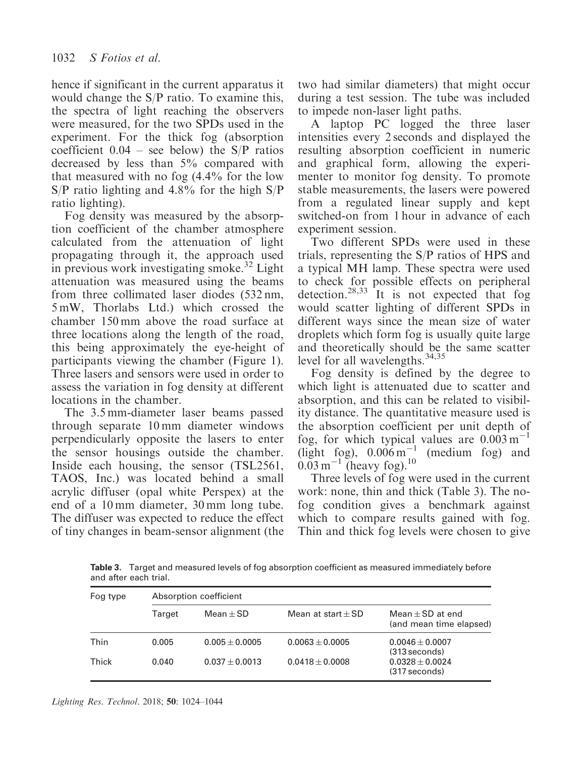hence if significant in the current apparatus it would change the S/P ratio. To examine this, the spectra of light reaching the observers were measured, for the two SPDs used in the experiment. For the thick fog (absorption coefficient 0.04 – see below) the S/P ratios decreased by less than 5% compared with that measured with no fog (4.4% for the low S/P ratio lighting and 4.8% for the high S/P ratio lighting).

Fog density was measured by the absorption coefficient of the chamber atmosphere calculated from the attenuation of light propagating through it, the approach used in previous work investigating smoke.[32] Light attenuation was measured using the beams from three collimated laser diodes (532 nm, 5 mW, Thorlabs Ltd.) which crossed the chamber 150 mm above the road surface at three locations along the length of the road, this being approximately the eye-height of participants viewing the chamber (Figure 1). Three lasers and sensors were used in order to assess the variation in fog density at different locations in the chamber.

The 3.5 mm-diameter laser beams passed through separate 10 mm diameter windows perpendicularly opposite the lasers to enter the sensor housings outside the chamber. Inside each housing, the sensor (TSL2561, TAOS, Inc.) was located behind a small acrylic diffuser (opal white Perspex) at the end of a 10 mm diameter, 30 mm long tube. The diffuser was expected to reduce the effect of tiny changes in beam-sensor alignment (the two had similar diameters) that might occur during a test session. The tube was included to impede non-laser light paths.

A laptop PC logged the three laser intensities every 2 seconds and displayed the resulting absorption coefficient in numeric and graphical form, allowing the experimenter to monitor fog density. To promote stable measurements, the lasers were powered from a regulated linear supply and kept switched-on from 1 hour in advance of each experiment session.

Two different SPDs were used in these trials, representing the S/P ratios of HPS and a typical MH lamp. These spectra were used to check for possible effects on peripheral detection.[28,33] It is not expected that fog would scatter lighting of different SPDs in different ways since the mean size of water droplets which form fog is usually quite large and theoretically should be the same scatter level for all wavelengths.[34,35]

Fog density is defined by the degree to which light is attenuated due to scatter and absorption, and this can be related to visibility distance. The quantitative measure used is the absorption coefficient per unit depth of fog, for which typical values are $0.003\,m^{-1}$ (light fog), $0.006\,m^{-1}$ (medium fog) and $0.03\,m^{-1}$ (heavy fog).[10]

Three levels of fog were used in the current work: none, thin and thick (Table 3). The no-fog condition gives a benchmark against which to compare results gained with fog. Thin and thick fog levels were chosen to give

**Table 3.** Target and measured levels of fog absorption coefficient as measured immediately before and after each trial.

| Fog type | Absorption coefficient | | | |
|---|---|---|---|---|
| | Target | Mean ± SD | Mean at start ± SD | Mean ± SD at end (and mean time elapsed) |
| Thin | 0.005 | 0.005 ± 0.0005 | 0.0063 ± 0.0005 | 0.0046 ± 0.0007 (313 seconds) |
| Thick | 0.040 | 0.037 ± 0.0013 | 0.0418 ± 0.0008 | 0.0328 ± 0.0024 (317 seconds) |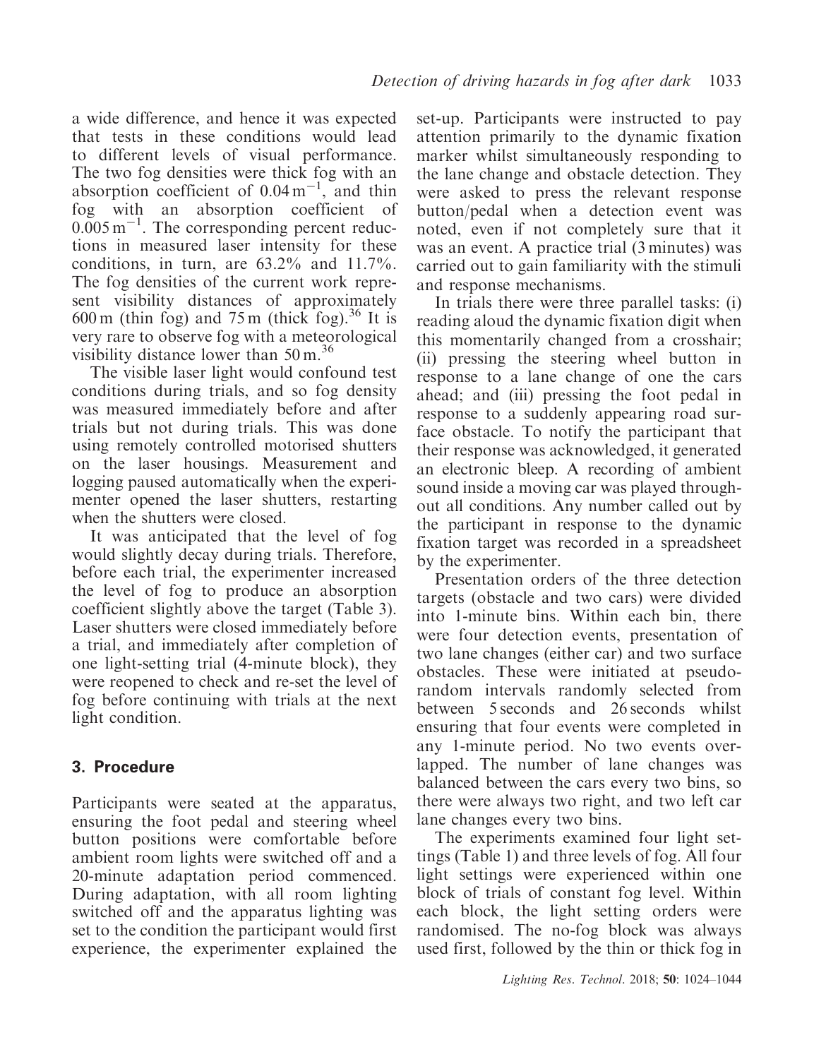a wide difference, and hence it was expected that tests in these conditions would lead to different levels of visual performance. The two fog densities were thick fog with an absorption coefficient of $0.04\,m^{-1}$, and thin fog with an absorption coefficient of $0.005\,m^{-1}$. The corresponding percent reductions in measured laser intensity for these conditions, in turn, are 63.2% and 11.7%. The fog densities of the current work represent visibility distances of approximately 600 m (thin fog) and 75 m (thick fog).[36] It is very rare to observe fog with a meteorological visibility distance lower than 50 m.[36]

The visible laser light would confound test conditions during trials, and so fog density was measured immediately before and after trials but not during trials. This was done using remotely controlled motorised shutters on the laser housings. Measurement and logging paused automatically when the experimenter opened the laser shutters, restarting when the shutters were closed.

It was anticipated that the level of fog would slightly decay during trials. Therefore, before each trial, the experimenter increased the level of fog to produce an absorption coefficient slightly above the target (Table 3). Laser shutters were closed immediately before a trial, and immediately after completion of one light-setting trial (4-minute block), they were reopened to check and re-set the level of fog before continuing with trials at the next light condition.

## 3. Procedure

Participants were seated at the apparatus, ensuring the foot pedal and steering wheel button positions were comfortable before ambient room lights were switched off and a 20-minute adaptation period commenced. During adaptation, with all room lighting switched off and the apparatus lighting was set to the condition the participant would first experience, the experimenter explained the set-up. Participants were instructed to pay attention primarily to the dynamic fixation marker whilst simultaneously responding to the lane change and obstacle detection. They were asked to press the relevant response button/pedal when a detection event was noted, even if not completely sure that it was an event. A practice trial (3 minutes) was carried out to gain familiarity with the stimuli and response mechanisms.

In trials there were three parallel tasks: (i) reading aloud the dynamic fixation digit when this momentarily changed from a crosshair; (ii) pressing the steering wheel button in response to a lane change of one the cars ahead; and (iii) pressing the foot pedal in response to a suddenly appearing road surface obstacle. To notify the participant that their response was acknowledged, it generated an electronic bleep. A recording of ambient sound inside a moving car was played throughout all conditions. Any number called out by the participant in response to the dynamic fixation target was recorded in a spreadsheet by the experimenter.

Presentation orders of the three detection targets (obstacle and two cars) were divided into 1-minute bins. Within each bin, there were four detection events, presentation of two lane changes (either car) and two surface obstacles. These were initiated at pseudo-random intervals randomly selected from between 5 seconds and 26 seconds whilst ensuring that four events were completed in any 1-minute period. No two events overlapped. The number of lane changes was balanced between the cars every two bins, so there were always two right, and two left car lane changes every two bins.

The experiments examined four light settings (Table 1) and three levels of fog. All four light settings were experienced within one block of trials of constant fog level. Within each block, the light setting orders were randomised. The no-fog block was always used first, followed by the thin or thick fog in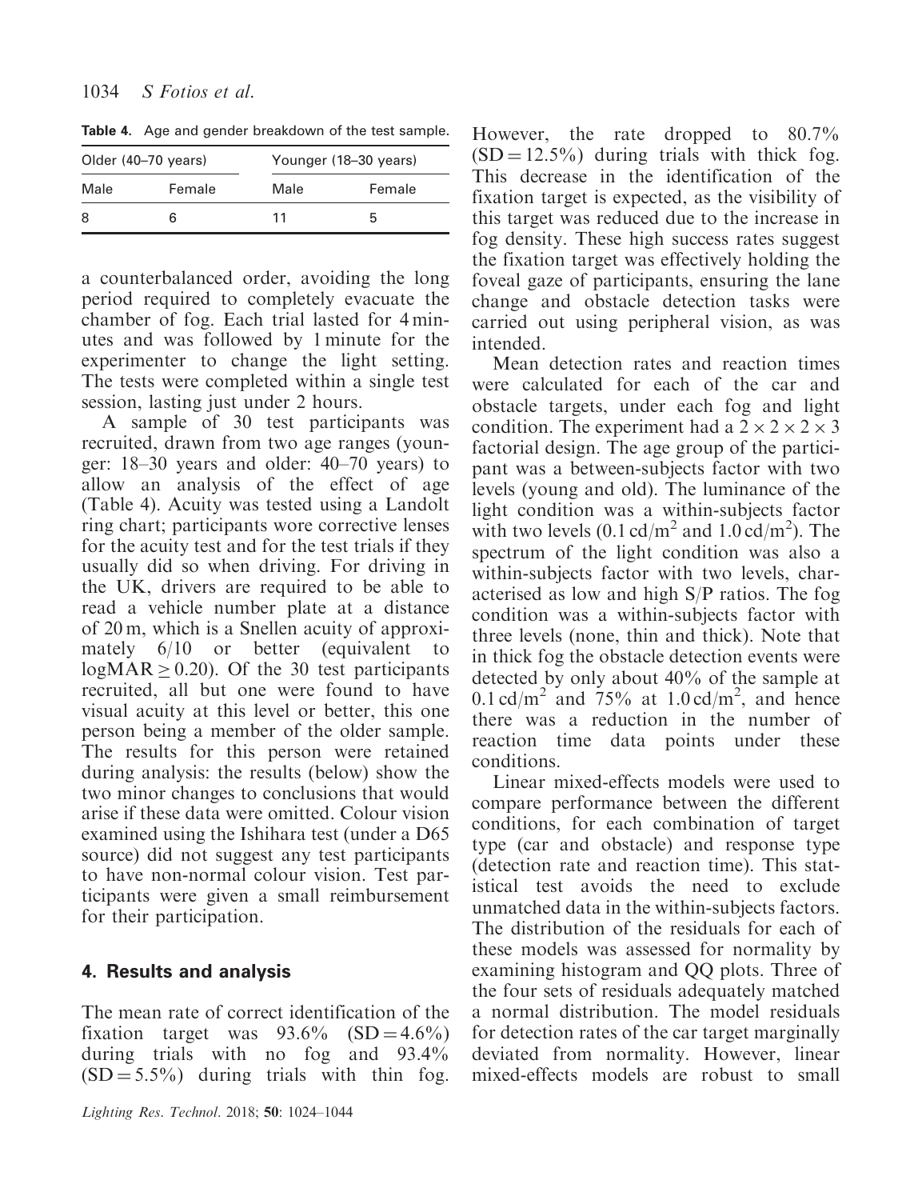**Table 4.** Age and gender breakdown of the test sample.

| Older (40–70 years) | | Younger (18–30 years) | |
|---|---|---|---|
| Male | Female | Male | Female |
| 8 | 6 | 11 | 5 |

a counterbalanced order, avoiding the long period required to completely evacuate the chamber of fog. Each trial lasted for 4 minutes and was followed by 1 minute for the experimenter to change the light setting. The tests were completed within a single test session, lasting just under 2 hours.

A sample of 30 test participants was recruited, drawn from two age ranges (younger: 18–30 years and older: 40–70 years) to allow an analysis of the effect of age (Table 4). Acuity was tested using a Landolt ring chart; participants wore corrective lenses for the acuity test and for the test trials if they usually did so when driving. For driving in the UK, drivers are required to be able to read a vehicle number plate at a distance of 20 m, which is a Snellen acuity of approximately 6/10 or better (equivalent to logMAR $\geq$ 0.20). Of the 30 test participants recruited, all but one were found to have visual acuity at this level or better, this one person being a member of the older sample. The results for this person were retained during analysis: the results (below) show the two minor changes to conclusions that would arise if these data were omitted. Colour vision examined using the Ishihara test (under a D65 source) did not suggest any test participants to have non-normal colour vision. Test participants were given a small reimbursement for their participation.

## 4. Results and analysis

The mean rate of correct identification of the fixation target was 93.6% (SD = 4.6%) during trials with no fog and 93.4% (SD = 5.5%) during trials with thin fog. However, the rate dropped to 80.7% (SD = 12.5%) during trials with thick fog. This decrease in the identification of the fixation target is expected, as the visibility of this target was reduced due to the increase in fog density. These high success rates suggest the fixation target was effectively holding the foveal gaze of participants, ensuring the lane change and obstacle detection tasks were carried out using peripheral vision, as was intended.

Mean detection rates and reaction times were calculated for each of the car and obstacle targets, under each fog and light condition. The experiment had a $2 \times 2 \times 2 \times 3$ factorial design. The age group of the participant was a between-subjects factor with two levels (young and old). The luminance of the light condition was a within-subjects factor with two levels (0.1 cd/m$^2$ and 1.0 cd/m$^2$). The spectrum of the light condition was also a within-subjects factor with two levels, characterised as low and high S/P ratios. The fog condition was a within-subjects factor with three levels (none, thin and thick). Note that in thick fog the obstacle detection events were detected by only about 40% of the sample at 0.1 cd/m$^2$ and 75% at 1.0 cd/m$^2$, and hence there was a reduction in the number of reaction time data points under these conditions.

Linear mixed-effects models were used to compare performance between the different conditions, for each combination of target type (car and obstacle) and response type (detection rate and reaction time). This statistical test avoids the need to exclude unmatched data in the within-subjects factors. The distribution of the residuals for each of these models was assessed for normality by examining histogram and QQ plots. Three of the four sets of residuals adequately matched a normal distribution. The model residuals for detection rates of the car target marginally deviated from normality. However, linear mixed-effects models are robust to small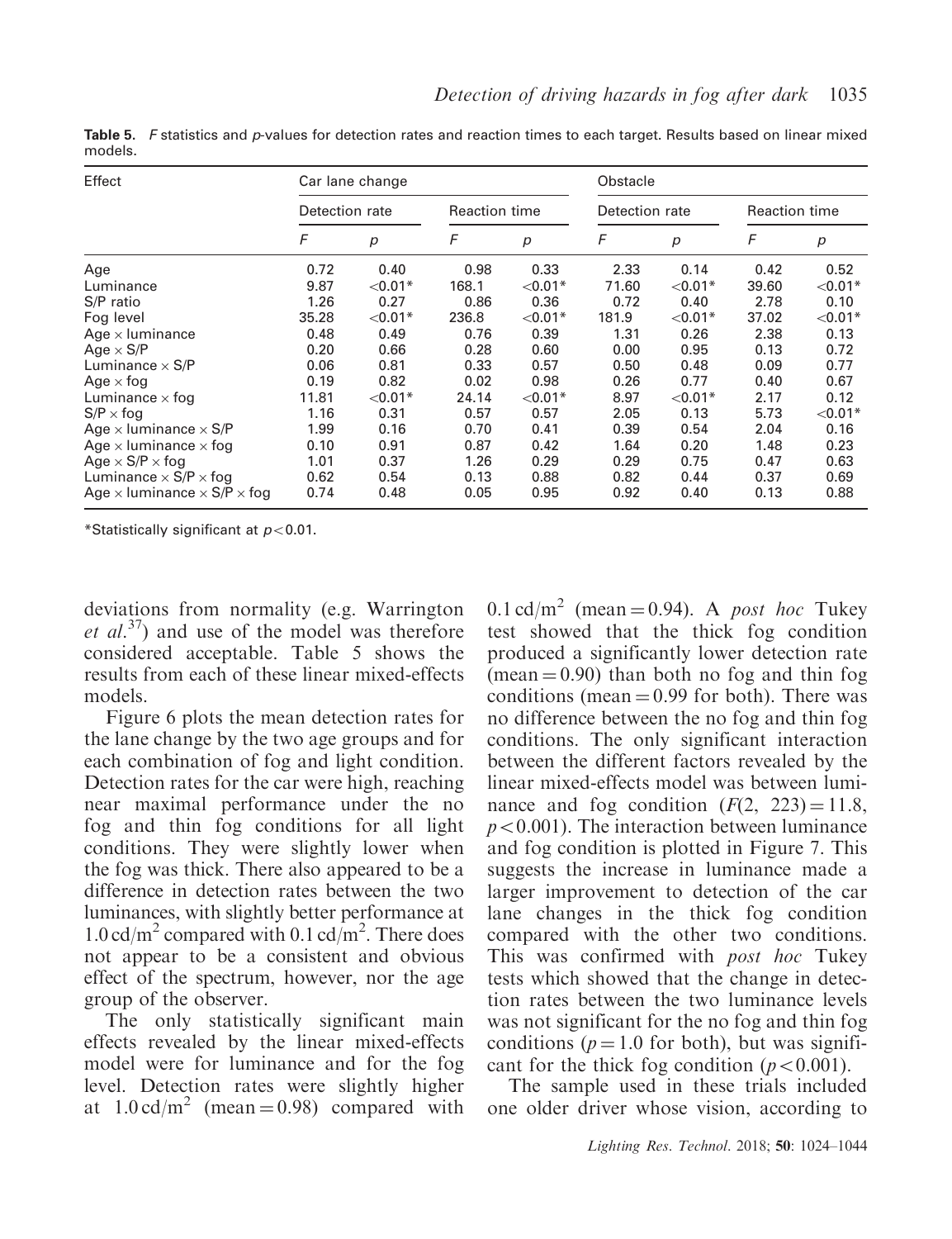**Table 5.** *F* statistics and *p*-values for detection rates and reaction times to each target. Results based on linear mixed models.

| Effect | Car lane change | | | | Obstacle | | | |
|---|---|---|---|---|---|---|---|---|
| | Detection rate | | Reaction time | | Detection rate | | Reaction time | |
| | *F* | *p* | *F* | *p* | *F* | *p* | *F* | *p* |
| Age | 0.72 | 0.40 | 0.98 | 0.33 | 2.33 | 0.14 | 0.42 | 0.52 |
| Luminance | 9.87 | <0.01* | 168.1 | <0.01* | 71.60 | <0.01* | 39.60 | <0.01* |
| S/P ratio | 1.26 | 0.27 | 0.86 | 0.36 | 0.72 | 0.40 | 2.78 | 0.10 |
| Fog level | 35.28 | <0.01* | 236.8 | <0.01* | 181.9 | <0.01* | 37.02 | <0.01* |
| Age × luminance | 0.48 | 0.49 | 0.76 | 0.39 | 1.31 | 0.26 | 2.38 | 0.13 |
| Age × S/P | 0.20 | 0.66 | 0.28 | 0.60 | 0.00 | 0.95 | 0.13 | 0.72 |
| Luminance × S/P | 0.06 | 0.81 | 0.33 | 0.57 | 0.50 | 0.48 | 0.09 | 0.77 |
| Age × fog | 0.19 | 0.82 | 0.02 | 0.98 | 0.26 | 0.77 | 0.40 | 0.67 |
| Luminance × fog | 11.81 | <0.01* | 24.14 | <0.01* | 8.97 | <0.01* | 2.17 | 0.12 |
| S/P × fog | 1.16 | 0.31 | 0.57 | 0.57 | 2.05 | 0.13 | 5.73 | <0.01* |
| Age × luminance × S/P | 1.99 | 0.16 | 0.70 | 0.41 | 0.39 | 0.54 | 2.04 | 0.16 |
| Age × luminance × fog | 0.10 | 0.91 | 0.87 | 0.42 | 1.64 | 0.20 | 1.48 | 0.23 |
| Age × S/P × fog | 1.01 | 0.37 | 1.26 | 0.29 | 0.29 | 0.75 | 0.47 | 0.63 |
| Luminance × S/P × fog | 0.62 | 0.54 | 0.13 | 0.88 | 0.82 | 0.44 | 0.37 | 0.69 |
| Age × luminance × S/P × fog | 0.74 | 0.48 | 0.05 | 0.95 | 0.92 | 0.40 | 0.13 | 0.88 |

*Statistically significant at $p < 0.01$.

deviations from normality (e.g. Warrington *et al.*[37]) and use of the model was therefore considered acceptable. Table 5 shows the results from each of these linear mixed-effects models.

Figure 6 plots the mean detection rates for the lane change by the two age groups and for each combination of fog and light condition. Detection rates for the car were high, reaching near maximal performance under the no fog and thin fog conditions for all light conditions. They were slightly lower when the fog was thick. There also appeared to be a difference in detection rates between the two luminances, with slightly better performance at $1.0\,cd/m^2$ compared with $0.1\,cd/m^2$. There does not appear to be a consistent and obvious effect of the spectrum, however, nor the age group of the observer.

The only statistically significant main effects revealed by the linear mixed-effects model were for luminance and for the fog level. Detection rates were slightly higher at $1.0\,cd/m^2$ (mean = 0.98) compared with $0.1\,cd/m^2$ (mean = 0.94). A *post hoc* Tukey test showed that the thick fog condition produced a significantly lower detection rate (mean = 0.90) than both no fog and thin fog conditions (mean = 0.99 for both). There was no difference between the no fog and thin fog conditions. The only significant interaction between the different factors revealed by the linear mixed-effects model was between luminance and fog condition ($F(2, 223) = 11.8$, $p < 0.001$). The interaction between luminance and fog condition is plotted in Figure 7. This suggests the increase in luminance made a larger improvement to detection of the car lane changes in the thick fog condition compared with the other two conditions. This was confirmed with *post hoc* Tukey tests which showed that the change in detection rates between the two luminance levels was not significant for the no fog and thin fog conditions ($p = 1.0$ for both), but was significant for the thick fog condition ($p < 0.001$).

The sample used in these trials included one older driver whose vision, according to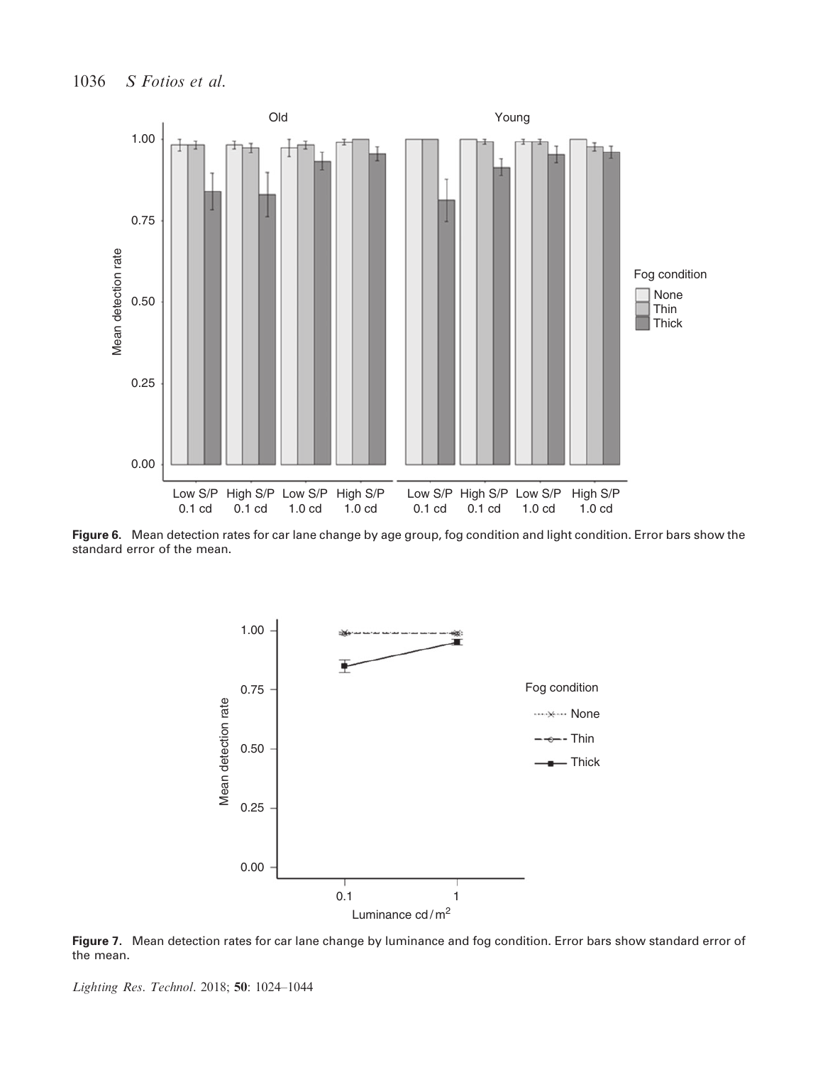**Figure 6.** Mean detection rates for car lane change by age group, fog condition and light condition. Error bars show the standard error of the mean.

**Figure 7.** Mean detection rates for car lane change by luminance and fog condition. Error bars show standard error of the mean.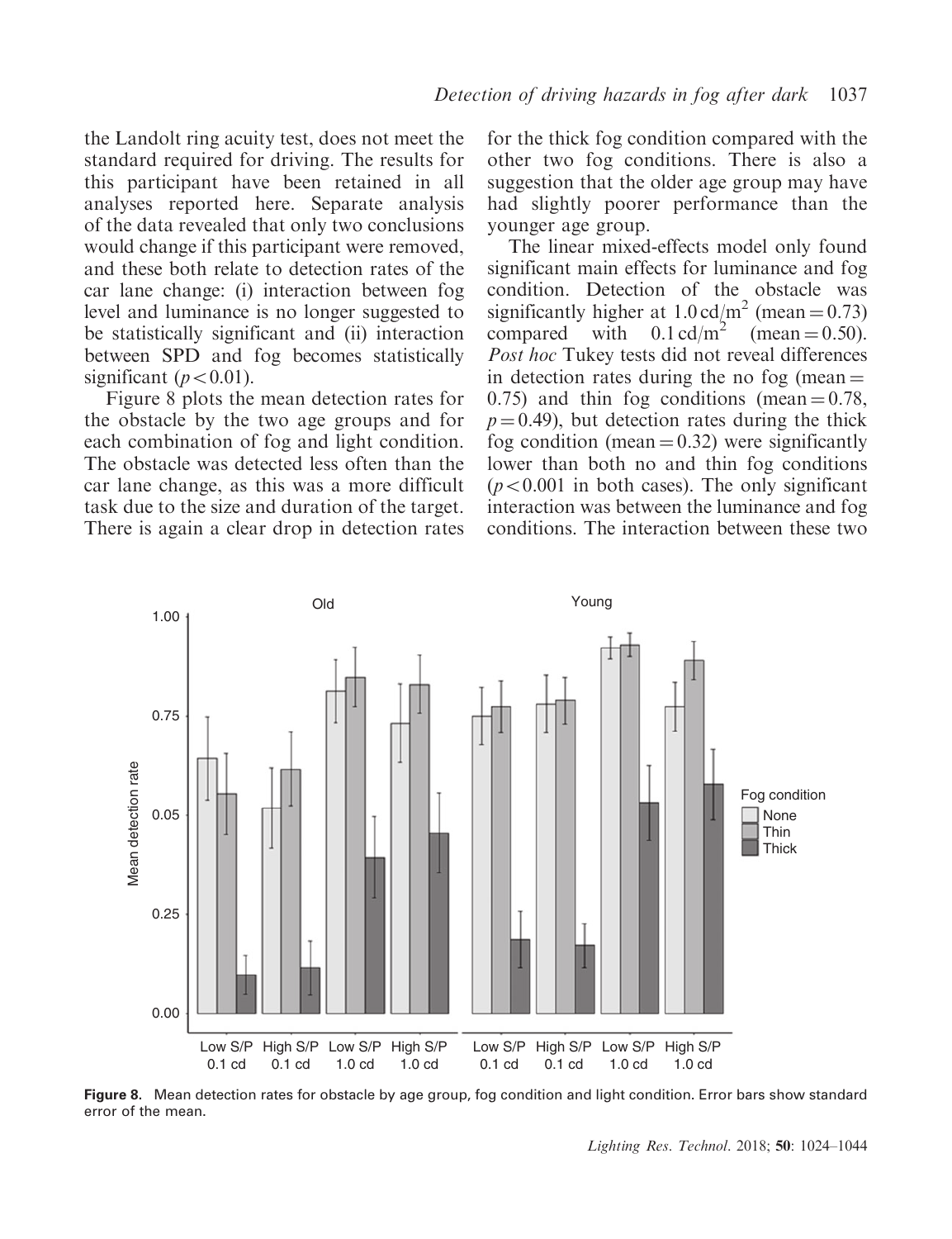the Landolt ring acuity test, does not meet the standard required for driving. The results for this participant have been retained in all analyses reported here. Separate analysis of the data revealed that only two conclusions would change if this participant were removed, and these both relate to detection rates of the car lane change: (i) interaction between fog level and luminance is no longer suggested to be statistically significant and (ii) interaction between SPD and fog becomes statistically significant ($p < 0.01$).

Figure 8 plots the mean detection rates for the obstacle by the two age groups and for each combination of fog and light condition. The obstacle was detected less often than the car lane change, as this was a more difficult task due to the size and duration of the target. There is again a clear drop in detection rates for the thick fog condition compared with the other two fog conditions. There is also a suggestion that the older age group may have had slightly poorer performance than the younger age group.

The linear mixed-effects model only found significant main effects for luminance and fog condition. Detection of the obstacle was significantly higher at $1.0\,\mathrm{cd/m^2}$ (mean = 0.73) compared with $0.1\,\mathrm{cd/m^2}$ (mean = 0.50). *Post hoc* Tukey tests did not reveal differences in detection rates during the no fog (mean = 0.75) and thin fog conditions (mean = 0.78, $p = 0.49$), but detection rates during the thick fog condition (mean = 0.32) were significantly lower than both no and thin fog conditions ($p < 0.001$ in both cases). The only significant interaction was between the luminance and fog conditions. The interaction between these two

**Figure 8.** Mean detection rates for obstacle by age group, fog condition and light condition. Error bars show standard error of the mean.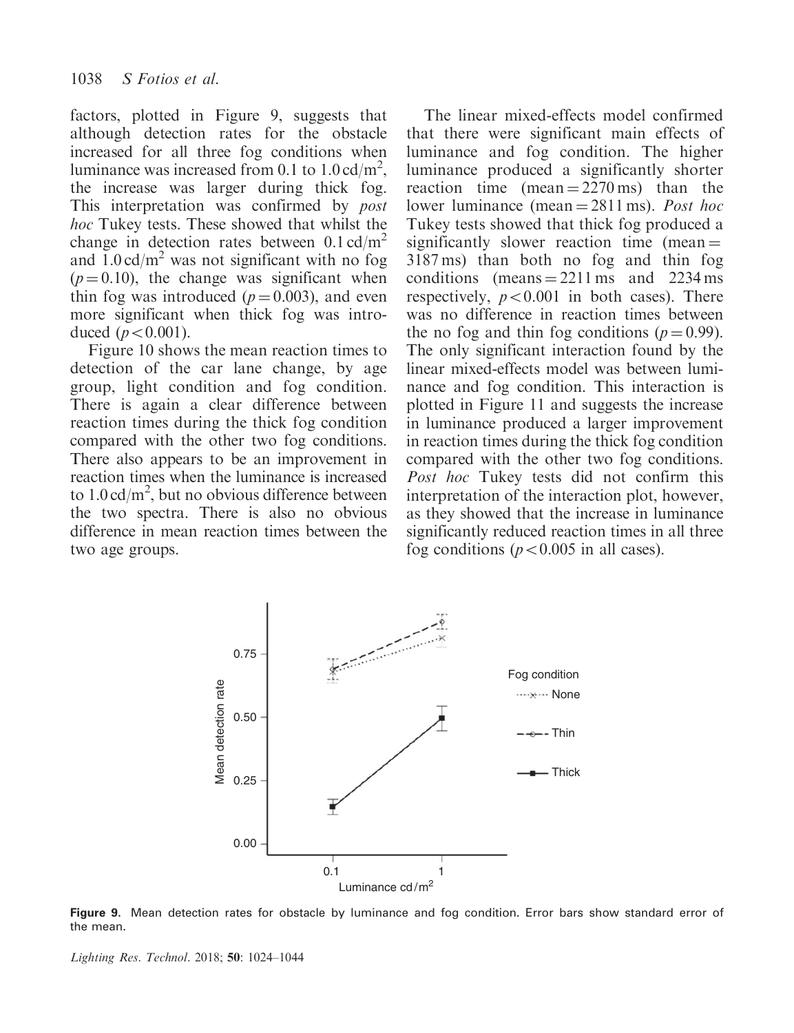factors, plotted in Figure 9, suggests that although detection rates for the obstacle increased for all three fog conditions when luminance was increased from 0.1 to $1.0\,cd/m^2$, the increase was larger during thick fog. This interpretation was confirmed by *post hoc* Tukey tests. These showed that whilst the change in detection rates between $0.1\,cd/m^2$ and $1.0\,cd/m^2$ was not significant with no fog ($p = 0.10$), the change was significant when thin fog was introduced ($p = 0.003$), and even more significant when thick fog was introduced ($p < 0.001$).

Figure 10 shows the mean reaction times to detection of the car lane change, by age group, light condition and fog condition. There is again a clear difference between reaction times during the thick fog condition compared with the other two fog conditions. There also appears to be an improvement in reaction times when the luminance is increased to $1.0\,cd/m^2$, but no obvious difference between the two spectra. There is also no obvious difference in mean reaction times between the two age groups.

The linear mixed-effects model confirmed that there were significant main effects of luminance and fog condition. The higher luminance produced a significantly shorter reaction time (mean = 2270 ms) than the lower luminance (mean = 2811 ms). *Post hoc* Tukey tests showed that thick fog produced a significantly slower reaction time (mean = 3187 ms) than both no fog and thin fog conditions (means = 2211 ms and 2234 ms respectively, $p < 0.001$ in both cases). There was no difference in reaction times between the no fog and thin fog conditions ($p = 0.99$). The only significant interaction found by the linear mixed-effects model was between luminance and fog condition. This interaction is plotted in Figure 11 and suggests the increase in luminance produced a larger improvement in reaction times during the thick fog condition compared with the other two fog conditions. *Post hoc* Tukey tests did not confirm this interpretation of the interaction plot, however, as they showed that the increase in luminance significantly reduced reaction times in all three fog conditions ($p < 0.005$ in all cases).

**Figure 9.** Mean detection rates for obstacle by luminance and fog condition. Error bars show standard error of the mean.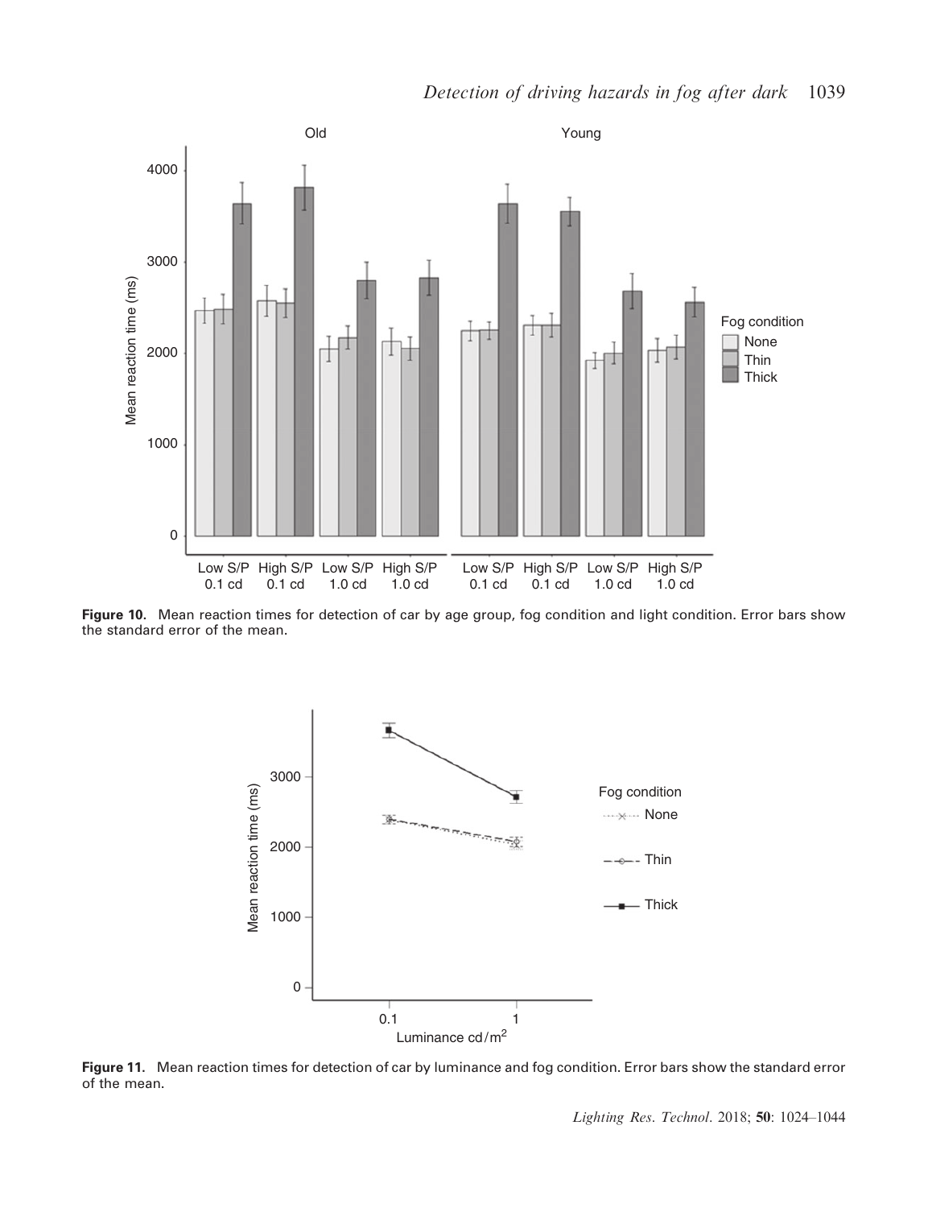**Figure 10.** Mean reaction times for detection of car by age group, fog condition and light condition. Error bars show the standard error of the mean.

**Figure 11.** Mean reaction times for detection of car by luminance and fog condition. Error bars show the standard error of the mean.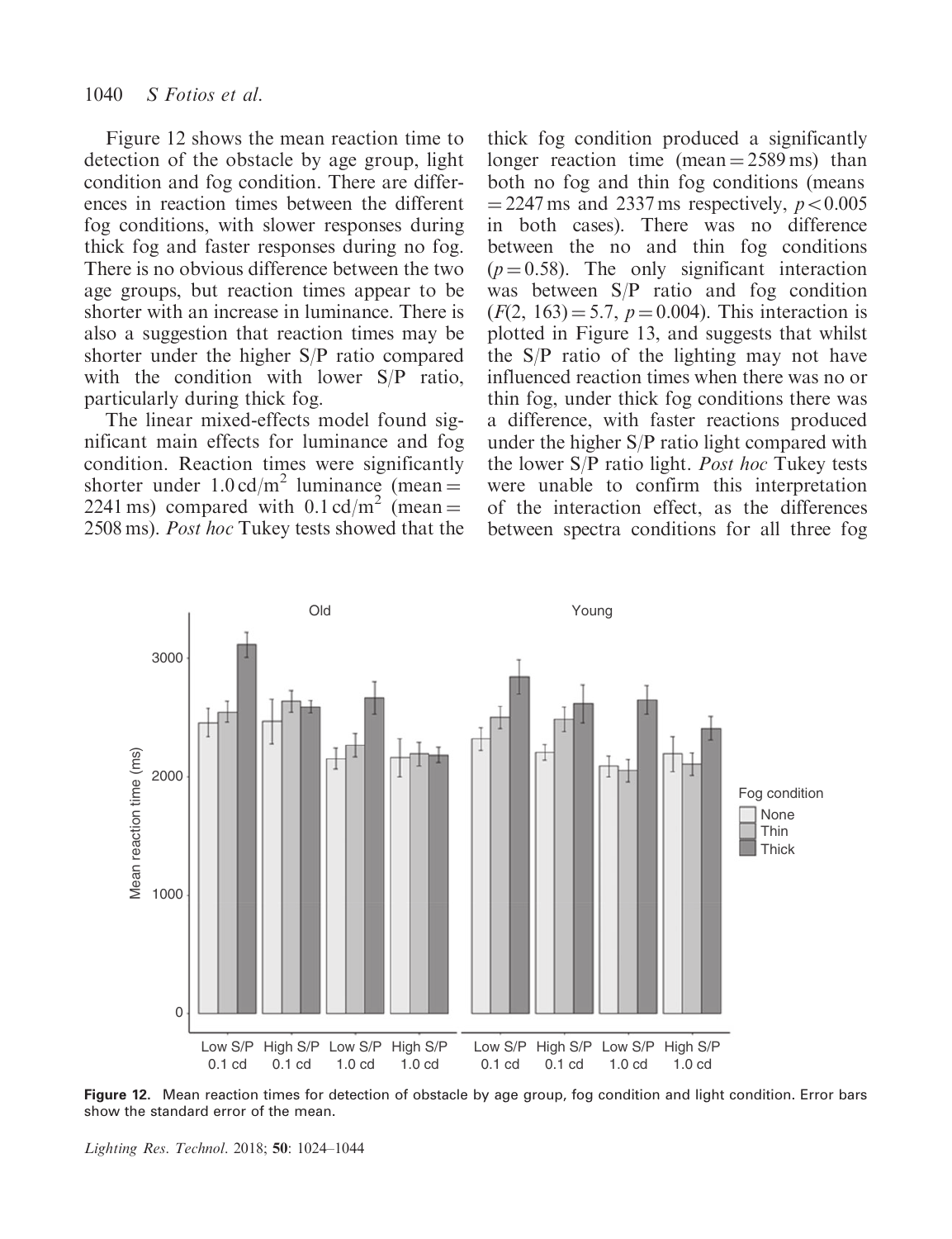Figure 12 shows the mean reaction time to detection of the obstacle by age group, light condition and fog condition. There are differences in reaction times between the different fog conditions, with slower responses during thick fog and faster responses during no fog. There is no obvious difference between the two age groups, but reaction times appear to be shorter with an increase in luminance. There is also a suggestion that reaction times may be shorter under the higher S/P ratio compared with the condition with lower S/P ratio, particularly during thick fog.

The linear mixed-effects model found significant main effects for luminance and fog condition. Reaction times were significantly shorter under 1.0 cd/m$^2$ luminance (mean = 2241 ms) compared with 0.1 cd/m$^2$ (mean = 2508 ms). *Post hoc* Tukey tests showed that the thick fog condition produced a significantly longer reaction time (mean = 2589 ms) than both no fog and thin fog conditions (means = 2247 ms and 2337 ms respectively, $p < 0.005$ in both cases). There was no difference between the no and thin fog conditions ($p = 0.58$). The only significant interaction was between S/P ratio and fog condition ($F(2, 163) = 5.7$, $p = 0.004$). This interaction is plotted in Figure 13, and suggests that whilst the S/P ratio of the lighting may not have influenced reaction times when there was no or thin fog, under thick fog conditions there was a difference, with faster reactions produced under the higher S/P ratio light compared with the lower S/P ratio light. *Post hoc* Tukey tests were unable to confirm this interpretation of the interaction effect, as the differences between spectra conditions for all three fog

**Figure 12.** Mean reaction times for detection of obstacle by age group, fog condition and light condition. Error bars show the standard error of the mean.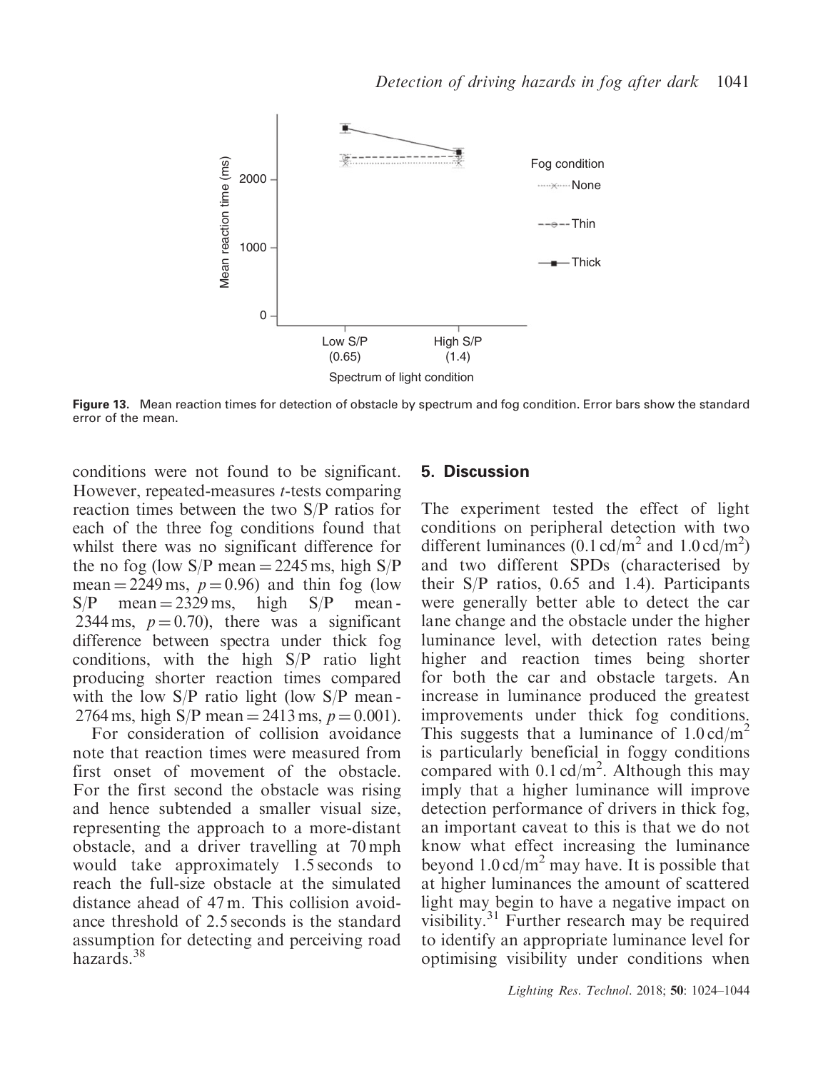Figure 13. Mean reaction times for detection of obstacle by spectrum and fog condition. Error bars show the standard error of the mean.

conditions were not found to be significant. However, repeated-measures *t*-tests comparing reaction times between the two S/P ratios for each of the three fog conditions found that whilst there was no significant difference for the no fog (low S/P mean = 2245 ms, high S/P mean = 2249 ms, $p = 0.96$) and thin fog (low S/P mean = 2329 ms, high S/P mean - 2344 ms, $p = 0.70$), there was a significant difference between spectra under thick fog conditions, with the high S/P ratio light producing shorter reaction times compared with the low S/P ratio light (low S/P mean - 2764 ms, high S/P mean = 2413 ms, $p = 0.001$).

For consideration of collision avoidance note that reaction times were measured from first onset of movement of the obstacle. For the first second the obstacle was rising and hence subtended a smaller visual size, representing the approach to a more-distant obstacle, and a driver travelling at 70 mph would take approximately 1.5 seconds to reach the full-size obstacle at the simulated distance ahead of 47 m. This collision avoidance threshold of 2.5 seconds is the standard assumption for detecting and perceiving road hazards.[38]

## 5. Discussion

The experiment tested the effect of light conditions on peripheral detection with two different luminances (0.1 cd/m$^2$ and 1.0 cd/m$^2$) and two different SPDs (characterised by their S/P ratios, 0.65 and 1.4). Participants were generally better able to detect the car lane change and the obstacle under the higher luminance level, with detection rates being higher and reaction times being shorter for both the car and obstacle targets. An increase in luminance produced the greatest improvements under thick fog conditions. This suggests that a luminance of 1.0 cd/m$^2$ is particularly beneficial in foggy conditions compared with 0.1 cd/m$^2$. Although this may imply that a higher luminance will improve detection performance of drivers in thick fog, an important caveat to this is that we do not know what effect increasing the luminance beyond 1.0 cd/m$^2$ may have. It is possible that at higher luminances the amount of scattered light may begin to have a negative impact on visibility.[31] Further research may be required to identify an appropriate luminance level for optimising visibility under conditions when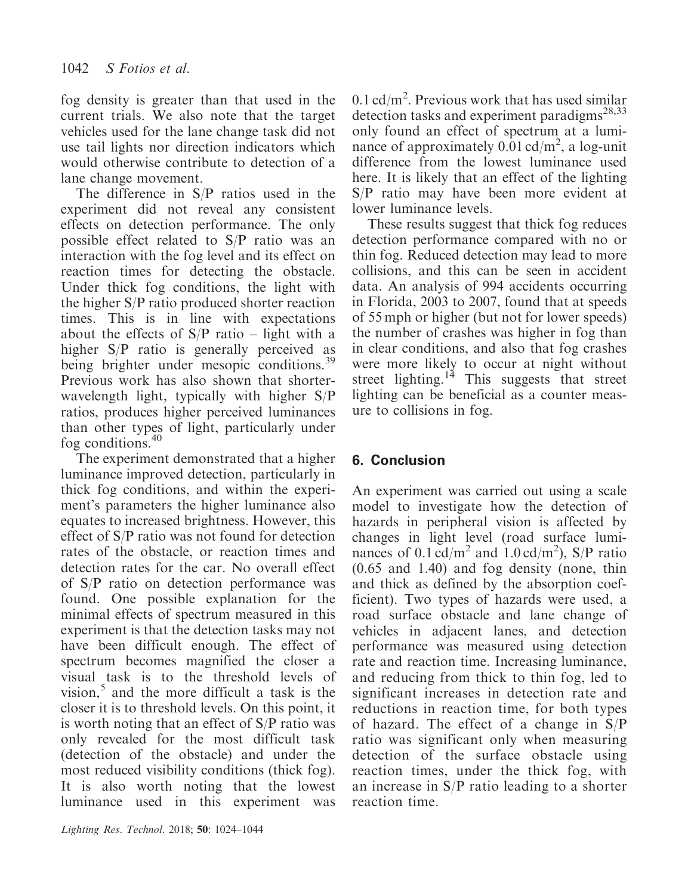fog density is greater than that used in the current trials. We also note that the target vehicles used for the lane change task did not use tail lights nor direction indicators which would otherwise contribute to detection of a lane change movement.

The difference in S/P ratios used in the experiment did not reveal any consistent effects on detection performance. The only possible effect related to S/P ratio was an interaction with the fog level and its effect on reaction times for detecting the obstacle. Under thick fog conditions, the light with the higher S/P ratio produced shorter reaction times. This is in line with expectations about the effects of S/P ratio – light with a higher S/P ratio is generally perceived as being brighter under mesopic conditions.[39] Previous work has also shown that shorter-wavelength light, typically with higher S/P ratios, produces higher perceived luminances than other types of light, particularly under fog conditions.[40]

The experiment demonstrated that a higher luminance improved detection, particularly in thick fog conditions, and within the experiment's parameters the higher luminance also equates to increased brightness. However, this effect of S/P ratio was not found for detection rates of the obstacle, or reaction times and detection rates for the car. No overall effect of S/P ratio on detection performance was found. One possible explanation for the minimal effects of spectrum measured in this experiment is that the detection tasks may not have been difficult enough. The effect of spectrum becomes magnified the closer a visual task is to the threshold levels of vision,[5] and the more difficult a task is the closer it is to threshold levels. On this point, it is worth noting that an effect of S/P ratio was only revealed for the most difficult task (detection of the obstacle) and under the most reduced visibility conditions (thick fog). It is also worth noting that the lowest luminance used in this experiment was $0.1\,cd/m^2$. Previous work that has used similar detection tasks and experiment paradigms[28,33] only found an effect of spectrum at a luminance of approximately $0.01\,cd/m^2$, a log-unit difference from the lowest luminance used here. It is likely that an effect of the lighting S/P ratio may have been more evident at lower luminance levels.

These results suggest that thick fog reduces detection performance compared with no or thin fog. Reduced detection may lead to more collisions, and this can be seen in accident data. An analysis of 994 accidents occurring in Florida, 2003 to 2007, found that at speeds of 55 mph or higher (but not for lower speeds) the number of crashes was higher in fog than in clear conditions, and also that fog crashes were more likely to occur at night without street lighting.[14] This suggests that street lighting can be beneficial as a counter measure to collisions in fog.

## 6. Conclusion

An experiment was carried out using a scale model to investigate how the detection of hazards in peripheral vision is affected by changes in light level (road surface luminances of $0.1\,cd/m^2$ and $1.0\,cd/m^2$), S/P ratio (0.65 and 1.40) and fog density (none, thin and thick as defined by the absorption coefficient). Two types of hazards were used, a road surface obstacle and lane change of vehicles in adjacent lanes, and detection performance was measured using detection rate and reaction time. Increasing luminance, and reducing from thick to thin fog, led to significant increases in detection rate and reductions in reaction time, for both types of hazard. The effect of a change in S/P ratio was significant only when measuring detection of the surface obstacle using reaction times, under the thick fog, with an increase in S/P ratio leading to a shorter reaction time.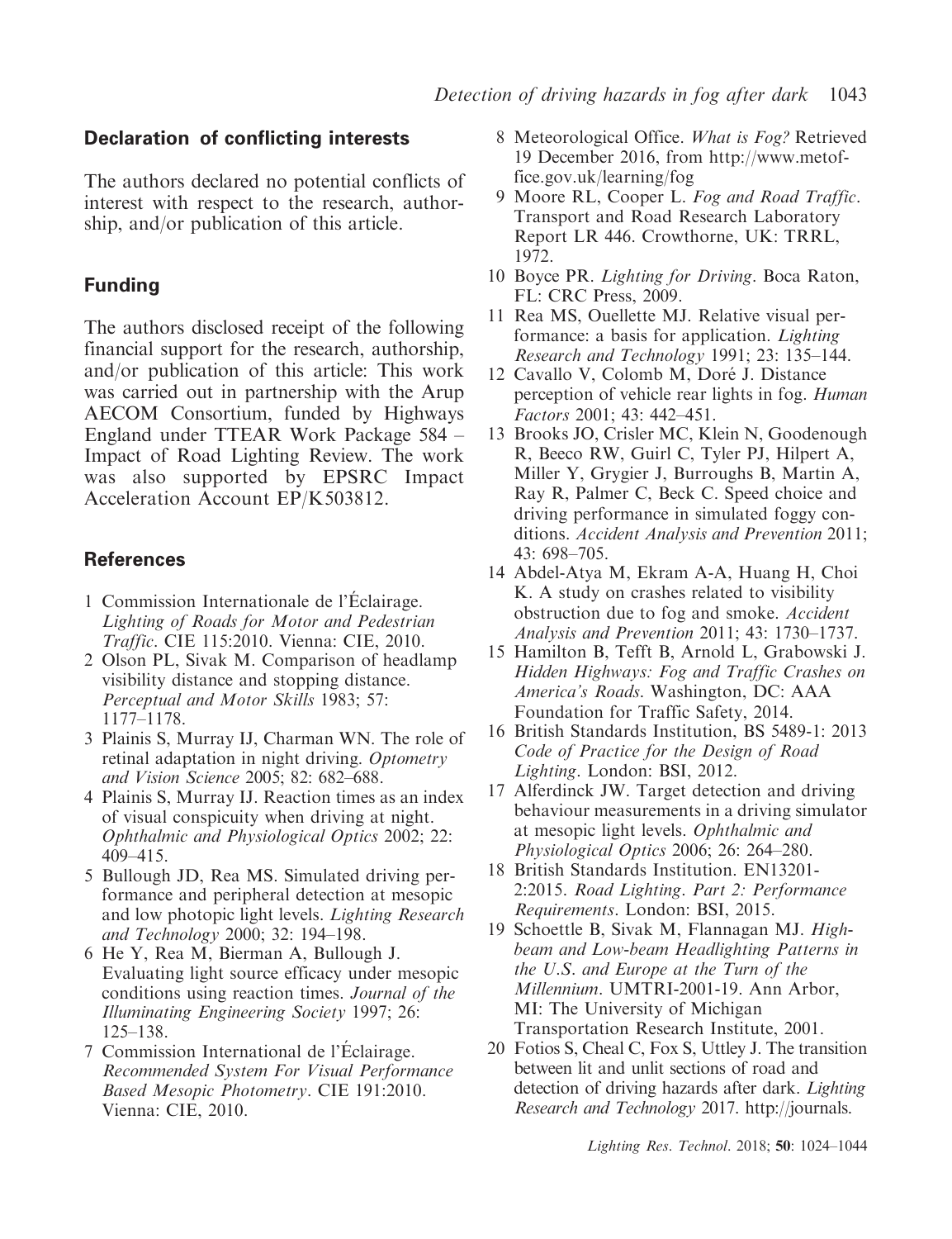## Declaration of conflicting interests

The authors declared no potential conflicts of interest with respect to the research, authorship, and/or publication of this article.

## Funding

The authors disclosed receipt of the following financial support for the research, authorship, and/or publication of this article: This work was carried out in partnership with the Arup AECOM Consortium, funded by Highways England under TTEAR Work Package 584 – Impact of Road Lighting Review. The work was also supported by EPSRC Impact Acceleration Account EP/K503812.

## References

1 Commission Internationale de l'Éclairage. *Lighting of Roads for Motor and Pedestrian Traffic*. CIE 115:2010. Vienna: CIE, 2010.

2 Olson PL, Sivak M. Comparison of headlamp visibility distance and stopping distance. *Perceptual and Motor Skills* 1983; 57: 1177–1178.

3 Plainis S, Murray IJ, Charman WN. The role of retinal adaptation in night driving. *Optometry and Vision Science* 2005; 82: 682–688.

4 Plainis S, Murray IJ. Reaction times as an index of visual conspicuity when driving at night. *Ophthalmic and Physiological Optics* 2002; 22: 409–415.

5 Bullough JD, Rea MS. Simulated driving performance and peripheral detection at mesopic and low photopic light levels. *Lighting Research and Technology* 2000; 32: 194–198.

6 He Y, Rea M, Bierman A, Bullough J. Evaluating light source efficacy under mesopic conditions using reaction times. *Journal of the Illuminating Engineering Society* 1997; 26: 125–138.

7 Commission International de l'Éclairage. *Recommended System For Visual Performance Based Mesopic Photometry*. CIE 191:2010. Vienna: CIE, 2010.

8 Meteorological Office. *What is Fog?* Retrieved 19 December 2016, from http://www.metoffice.gov.uk/learning/fog

9 Moore RL, Cooper L. *Fog and Road Traffic*. Transport and Road Research Laboratory Report LR 446. Crowthorne, UK: TRRL, 1972.

10 Boyce PR. *Lighting for Driving*. Boca Raton, FL: CRC Press, 2009.

11 Rea MS, Ouellette MJ. Relative visual performance: a basis for application. *Lighting Research and Technology* 1991; 23: 135–144.

12 Cavallo V, Colomb M, Doré J. Distance perception of vehicle rear lights in fog. *Human Factors* 2001; 43: 442–451.

13 Brooks JO, Crisler MC, Klein N, Goodenough R, Beeco RW, Guirl C, Tyler PJ, Hilpert A, Miller Y, Grygier J, Burroughs B, Martin A, Ray R, Palmer C, Beck C. Speed choice and driving performance in simulated foggy conditions. *Accident Analysis and Prevention* 2011; 43: 698–705.

14 Abdel-Atya M, Ekram A-A, Huang H, Choi K. A study on crashes related to visibility obstruction due to fog and smoke. *Accident Analysis and Prevention* 2011; 43: 1730–1737.

15 Hamilton B, Tefft B, Arnold L, Grabowski J. *Hidden Highways: Fog and Traffic Crashes on America's Roads*. Washington, DC: AAA Foundation for Traffic Safety, 2014.

16 British Standards Institution, BS 5489-1: 2013 *Code of Practice for the Design of Road Lighting*. London: BSI, 2012.

17 Alferdinck JW. Target detection and driving behaviour measurements in a driving simulator at mesopic light levels. *Ophthalmic and Physiological Optics* 2006; 26: 264–280.

18 British Standards Institution. EN13201-2:2015. *Road Lighting. Part 2: Performance Requirements*. London: BSI, 2015.

19 Schoettle B, Sivak M, Flannagan MJ. *High-beam and Low-beam Headlighting Patterns in the U.S. and Europe at the Turn of the Millennium*. UMTRI-2001-19. Ann Arbor, MI: The University of Michigan Transportation Research Institute, 2001.

20 Fotios S, Cheal C, Fox S, Uttley J. The transition between lit and unlit sections of road and detection of driving hazards after dark. *Lighting Research and Technology* 2017. http://journals.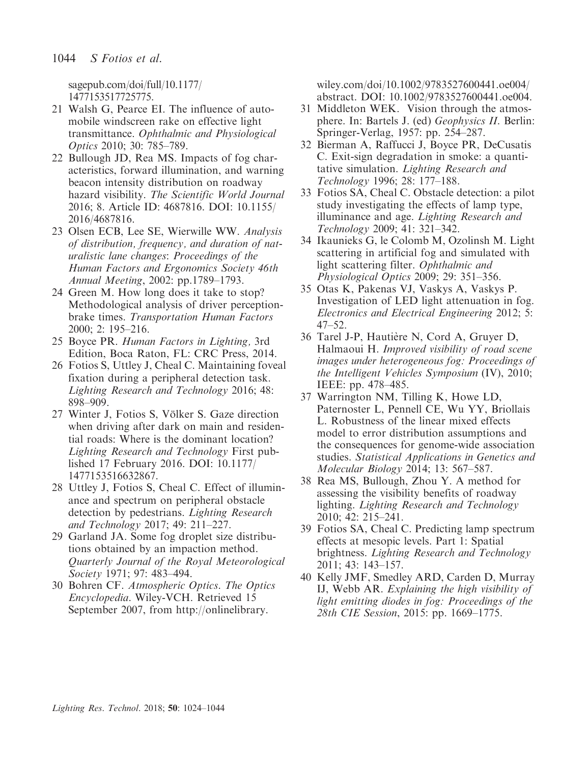sagepub.com/doi/full/10.1177/1477153517725775.

21 Walsh G, Pearce EI. The influence of automobile windscreen rake on effective light transmittance. *Ophthalmic and Physiological Optics* 2010; 30: 785–789.

22 Bullough JD, Rea MS. Impacts of fog characteristics, forward illumination, and warning beacon intensity distribution on roadway hazard visibility. *The Scientific World Journal* 2016; 8. Article ID: 4687816. DOI: 10.1155/2016/4687816.

23 Olsen ECB, Lee SE, Wierwille WW. *Analysis of distribution, frequency, and duration of naturalistic lane changes*: *Proceedings of the Human Factors and Ergonomics Society 46th Annual Meeting*, 2002: pp.1789–1793.

24 Green M. How long does it take to stop? Methodological analysis of driver perception-brake times. *Transportation Human Factors* 2000; 2: 195–216.

25 Boyce PR. *Human Factors in Lighting,* 3rd Edition, Boca Raton, FL: CRC Press, 2014.

26 Fotios S, Uttley J, Cheal C. Maintaining foveal fixation during a peripheral detection task. *Lighting Research and Technology* 2016; 48: 898–909.

27 Winter J, Fotios S, Völker S. Gaze direction when driving after dark on main and residential roads: Where is the dominant location? *Lighting Research and Technology* First published 17 February 2016. DOI: 10.1177/1477153516632867.

28 Uttley J, Fotios S, Cheal C. Effect of illuminance and spectrum on peripheral obstacle detection by pedestrians. *Lighting Research and Technology* 2017; 49: 211–227.

29 Garland JA. Some fog droplet size distributions obtained by an impaction method. *Quarterly Journal of the Royal Meteorological Society* 1971; 97: 483–494.

30 Bohren CF. *Atmospheric Optics*. *The Optics Encyclopedia*. Wiley-VCH. Retrieved 15 September 2007, from http://onlinelibrary.wiley.com/doi/10.1002/9783527600441.oe004/abstract. DOI: 10.1002/9783527600441.oe004.

31 Middleton WEK. Vision through the atmosphere. In: Bartels J. (ed) *Geophysics II*. Berlin: Springer-Verlag, 1957: pp. 254–287.

32 Bierman A, Raffucci J, Boyce PR, DeCusatis C. Exit-sign degradation in smoke: a quantitative simulation. *Lighting Research and Technology* 1996; 28: 177–188.

33 Fotios SA, Cheal C. Obstacle detection: a pilot study investigating the effects of lamp type, illuminance and age. *Lighting Research and Technology* 2009; 41: 321–342.

34 Ikaunieks G, le Colomb M, Ozolinsh M. Light scattering in artificial fog and simulated with light scattering filter. *Ophthalmic and Physiological Optics* 2009; 29: 351–356.

35 Otas K, Pakenas VJ, Vaskys A, Vaskys P. Investigation of LED light attenuation in fog. *Electronics and Electrical Engineering* 2012; 5: 47–52.

36 Tarel J-P, Hautière N, Cord A, Gruyer D, Halmaoui H. *Improved visibility of road scene images under heterogeneous fog: Proceedings of the Intelligent Vehicles Symposium* (IV), 2010; IEEE: pp. 478–485.

37 Warrington NM, Tilling K, Howe LD, Paternoster L, Pennell CE, Wu YY, Briollais L. Robustness of the linear mixed effects model to error distribution assumptions and the consequences for genome-wide association studies. *Statistical Applications in Genetics and Molecular Biology* 2014; 13: 567–587.

38 Rea MS, Bullough, Zhou Y. A method for assessing the visibility benefits of roadway lighting. *Lighting Research and Technology* 2010; 42: 215–241.

39 Fotios SA, Cheal C. Predicting lamp spectrum effects at mesopic levels. Part 1: Spatial brightness. *Lighting Research and Technology* 2011; 43: 143–157.

40 Kelly JMF, Smedley ARD, Carden D, Murray IJ, Webb AR. *Explaining the high visibility of light emitting diodes in fog: Proceedings of the 28th CIE Session*, 2015: pp. 1669–1775.